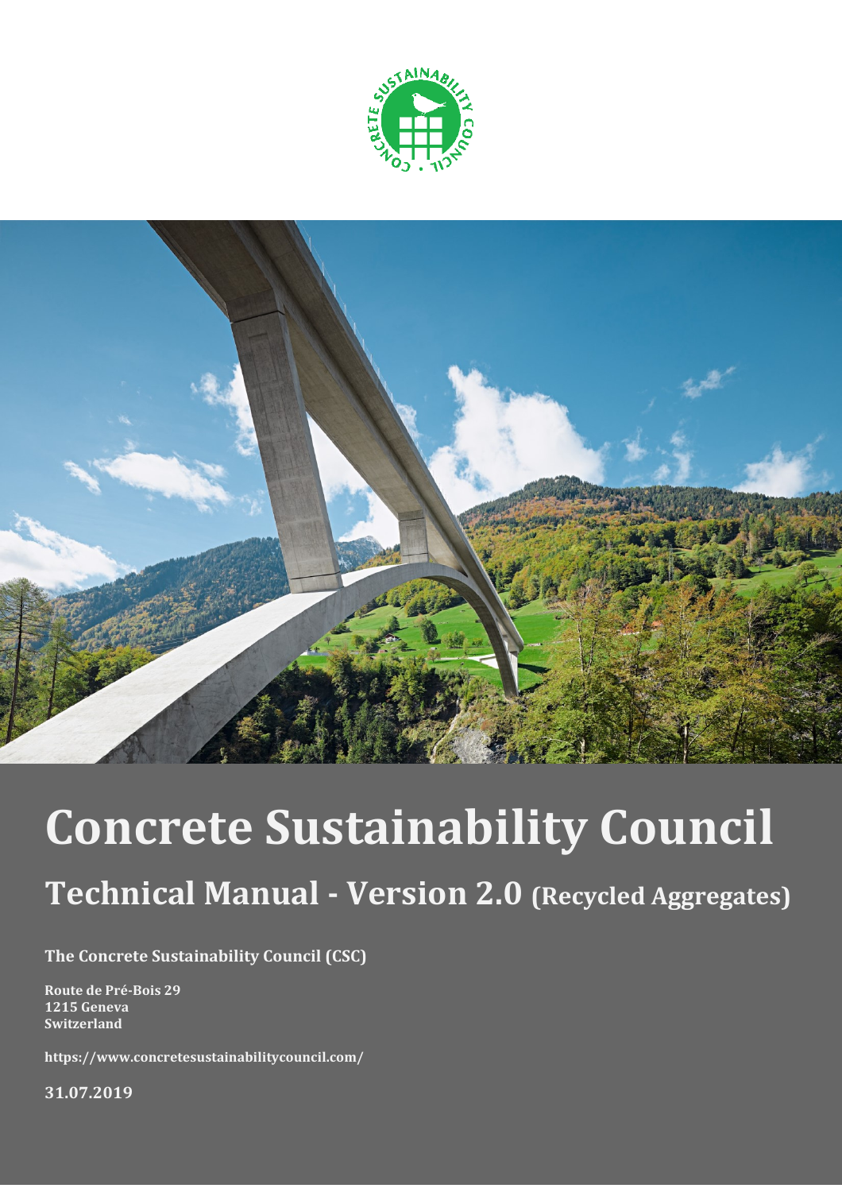# Concrete Sustainability Council

## Technical Manual - Version 2.0 (Recycled Aggregates)

**The Concrete Sustainability Council (CSC)**

**Route de Pré-Bois 29**
**1215 Geneva**
**Switzerland**

**https://www.concretesustainabilitycouncil.com/**

**31.07.2019**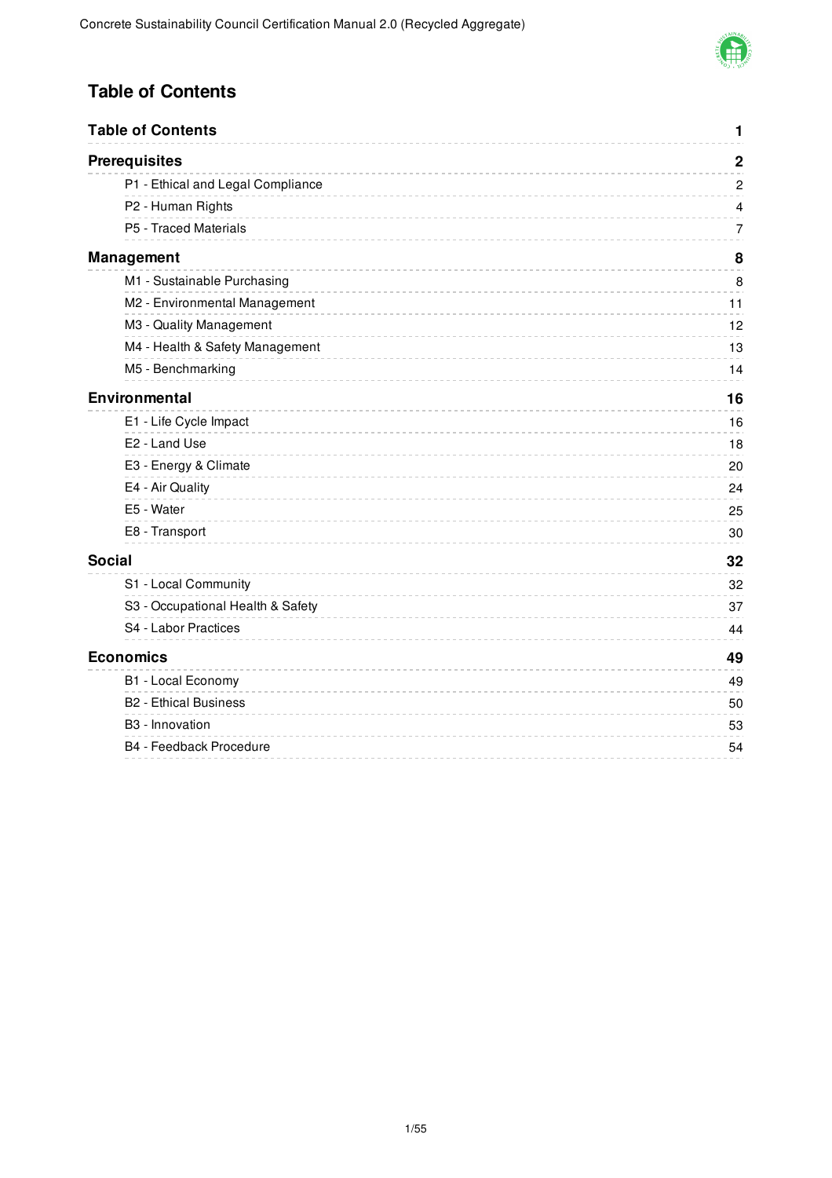# Table of Contents

| Section | Page |
|---|---|
| **Table of Contents** | **1** |
| **Prerequisites** | **2** |
| P1 - Ethical and Legal Compliance | 2 |
| P2 - Human Rights | 4 |
| P5 - Traced Materials | 7 |
| **Management** | **8** |
| M1 - Sustainable Purchasing | 8 |
| M2 - Environmental Management | 11 |
| M3 - Quality Management | 12 |
| M4 - Health & Safety Management | 13 |
| M5 - Benchmarking | 14 |
| **Environmental** | **16** |
| E1 - Life Cycle Impact | 16 |
| E2 - Land Use | 18 |
| E3 - Energy & Climate | 20 |
| E4 - Air Quality | 24 |
| E5 - Water | 25 |
| E8 - Transport | 30 |
| **Social** | **32** |
| S1 - Local Community | 32 |
| S3 - Occupational Health & Safety | 37 |
| S4 - Labor Practices | 44 |
| **Economics** | **49** |
| B1 - Local Economy | 49 |
| B2 - Ethical Business | 50 |
| B3 - Innovation | 53 |
| B4 - Feedback Procedure | 54 |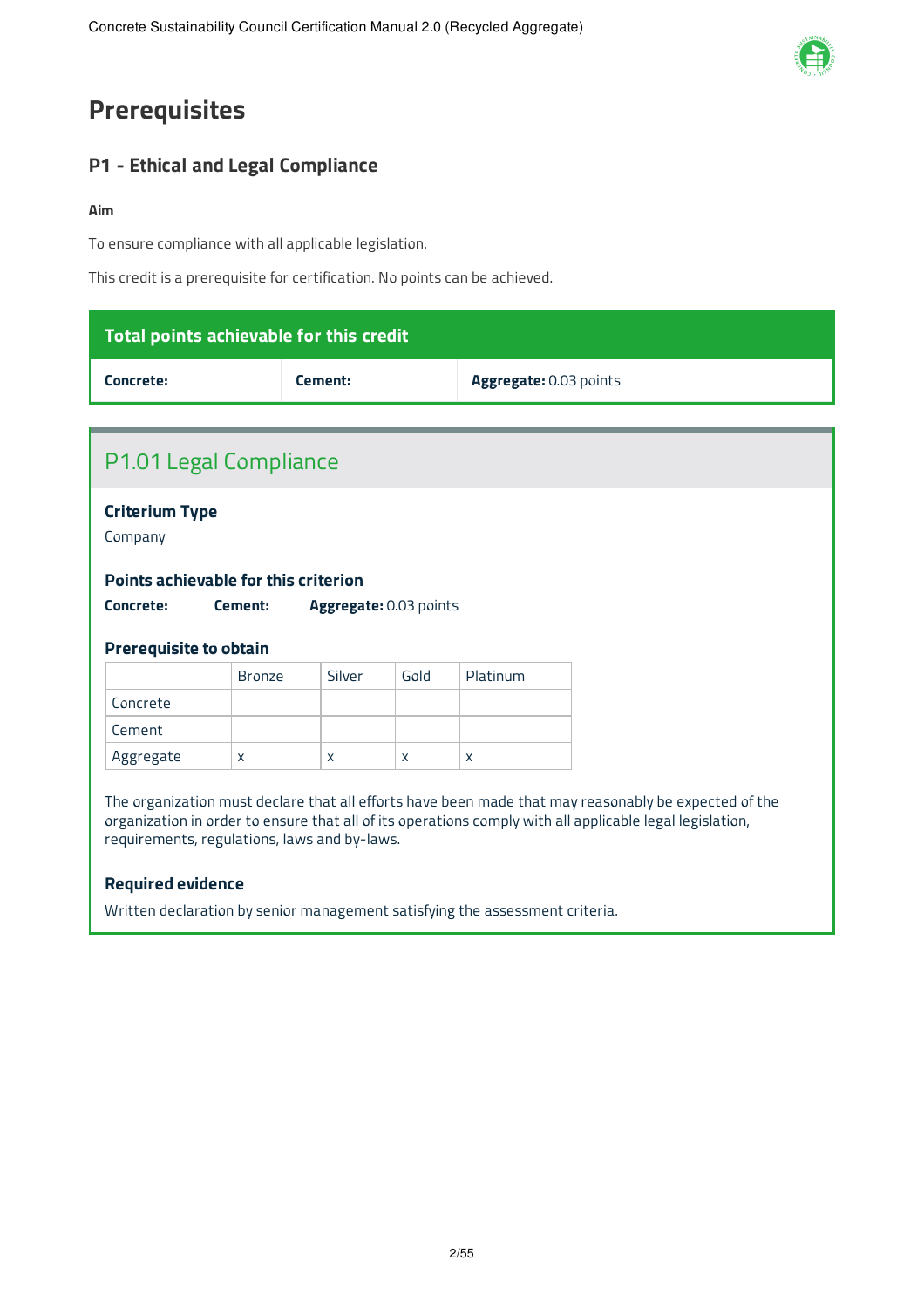# Prerequisites

## P1 - Ethical and Legal Compliance

**Aim**

To ensure compliance with all applicable legislation.

This credit is a prerequisite for certification. No points can be achieved.

| Total points achievable for this credit | | |
|---|---|---|
| **Concrete:** | **Cement:** | **Aggregate:** 0.03 points |

### P1.01 Legal Compliance

**Criterium Type**

Company

**Points achievable for this criterion**

**Concrete:** **Cement:** **Aggregate:** 0.03 points

**Prerequisite to obtain**

| | Bronze | Silver | Gold | Platinum |
|---|---|---|---|---|
| Concrete | | | | |
| Cement | | | | |
| Aggregate | x | x | x | x |

The organization must declare that all efforts have been made that may reasonably be expected of the organization in order to ensure that all of its operations comply with all applicable legal legislation, requirements, regulations, laws and by-laws.

**Required evidence**

Written declaration by senior management satisfying the assessment criteria.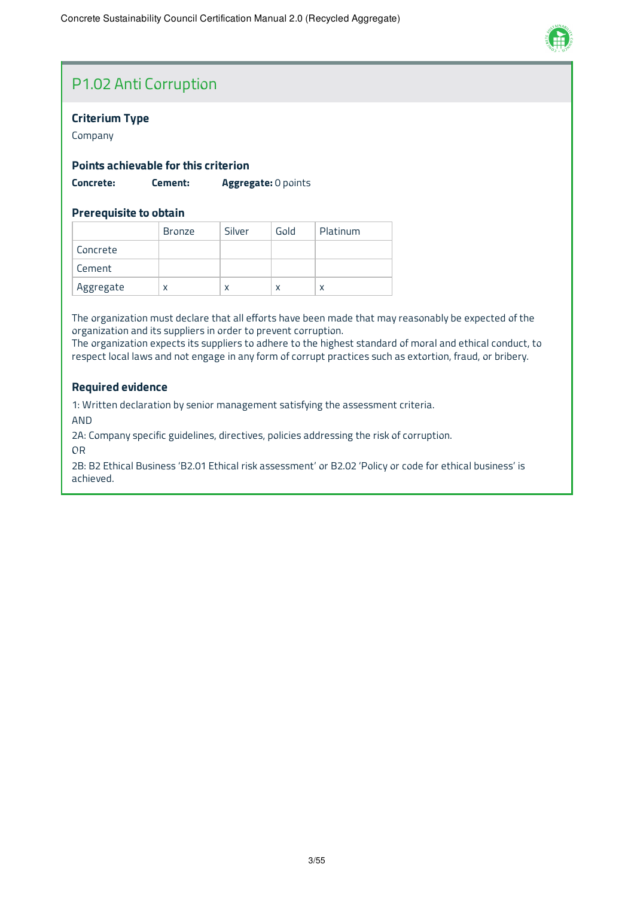## P1.02 Anti Corruption

### Criterium Type

Company

### Points achievable for this criterion

**Concrete:** **Cement:** **Aggregate:** 0 points

### Prerequisite to obtain

| | Bronze | Silver | Gold | Platinum |
|---|---|---|---|---|
| Concrete | | | | |
| Cement | | | | |
| Aggregate | x | x | x | x |

The organization must declare that all efforts have been made that may reasonably be expected of the organization and its suppliers in order to prevent corruption.
The organization expects its suppliers to adhere to the highest standard of moral and ethical conduct, to respect local laws and not engage in any form of corrupt practices such as extortion, fraud, or bribery.

### Required evidence

1: Written declaration by senior management satisfying the assessment criteria.

AND

2A: Company specific guidelines, directives, policies addressing the risk of corruption.

OR

2B: B2 Ethical Business 'B2.01 Ethical risk assessment' or B2.02 'Policy or code for ethical business' is achieved.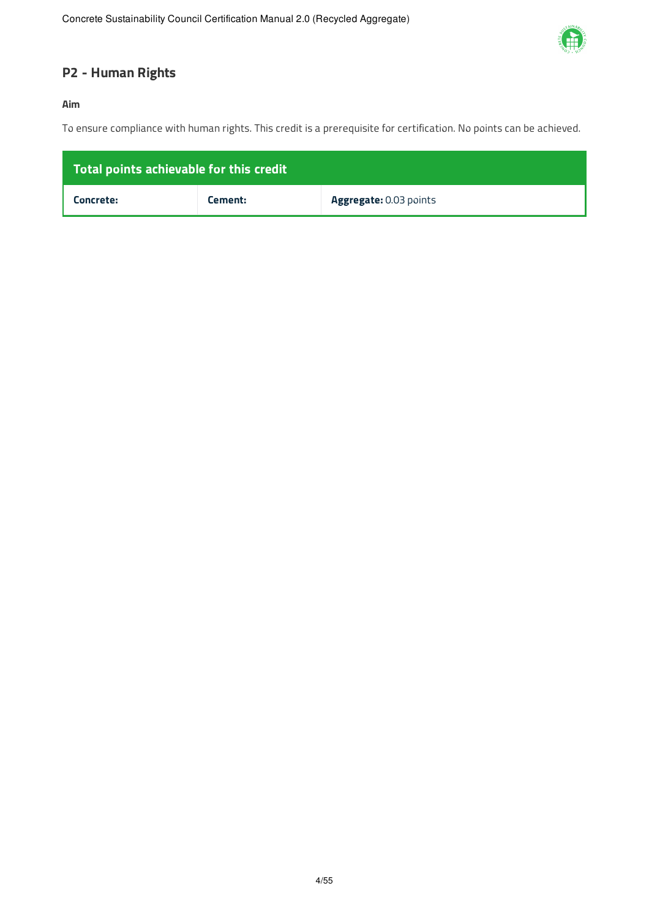## P2 - Human Rights

**Aim**

To ensure compliance with human rights. This credit is a prerequisite for certification. No points can be achieved.

| Total points achievable for this credit | | |
|---|---|---|
| **Concrete:** | **Cement:** | **Aggregate:** 0.03 points |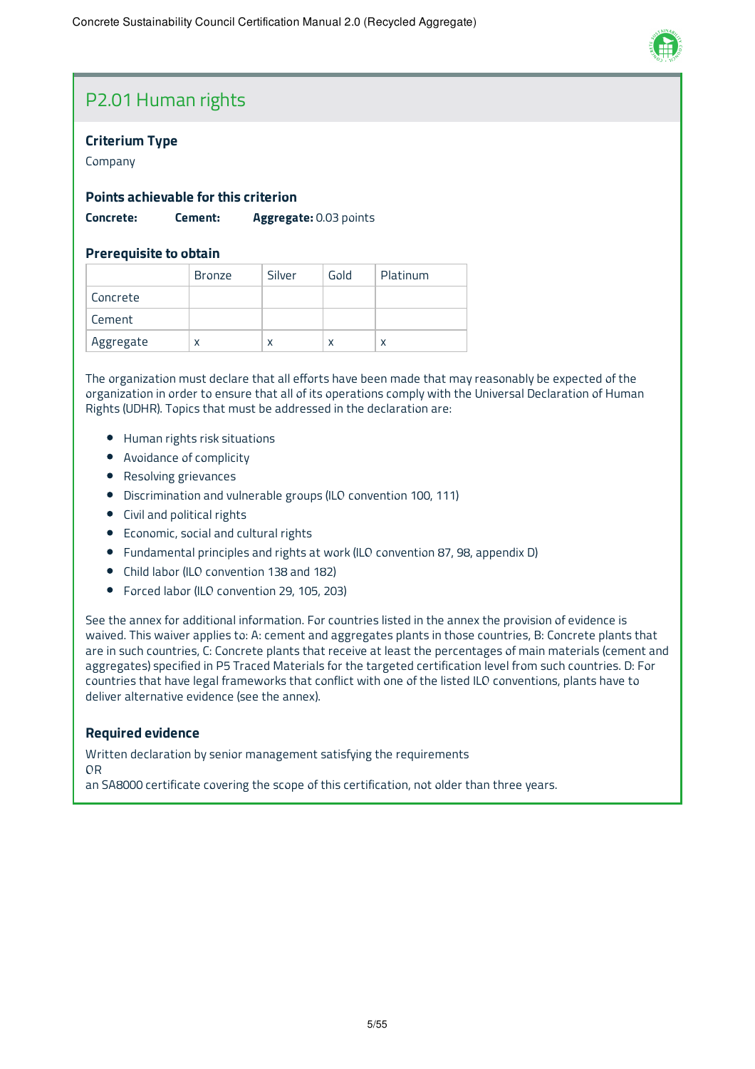## P2.01 Human rights

### Criterium Type

Company

### Points achievable for this criterion

**Concrete:** **Cement:** **Aggregate:** 0.03 points

### Prerequisite to obtain

| | Bronze | Silver | Gold | Platinum |
|---|---|---|---|---|
| Concrete | | | | |
| Cement | | | | |
| Aggregate | x | x | x | x |

The organization must declare that all efforts have been made that may reasonably be expected of the organization in order to ensure that all of its operations comply with the Universal Declaration of Human Rights (UDHR). Topics that must be addressed in the declaration are:

- Human rights risk situations
- Avoidance of complicity
- Resolving grievances
- Discrimination and vulnerable groups (ILO convention 100, 111)
- Civil and political rights
- Economic, social and cultural rights
- Fundamental principles and rights at work (ILO convention 87, 98, appendix D)
- Child labor (ILO convention 138 and 182)
- Forced labor (ILO convention 29, 105, 203)

See the annex for additional information. For countries listed in the annex the provision of evidence is waived. This waiver applies to: A: cement and aggregates plants in those countries, B: Concrete plants that are in such countries, C: Concrete plants that receive at least the percentages of main materials (cement and aggregates) specified in P5 Traced Materials for the targeted certification level from such countries. D: For countries that have legal frameworks that conflict with one of the listed ILO conventions, plants have to deliver alternative evidence (see the annex).

### Required evidence

Written declaration by senior management satisfying the requirements
OR
an SA8000 certificate covering the scope of this certification, not older than three years.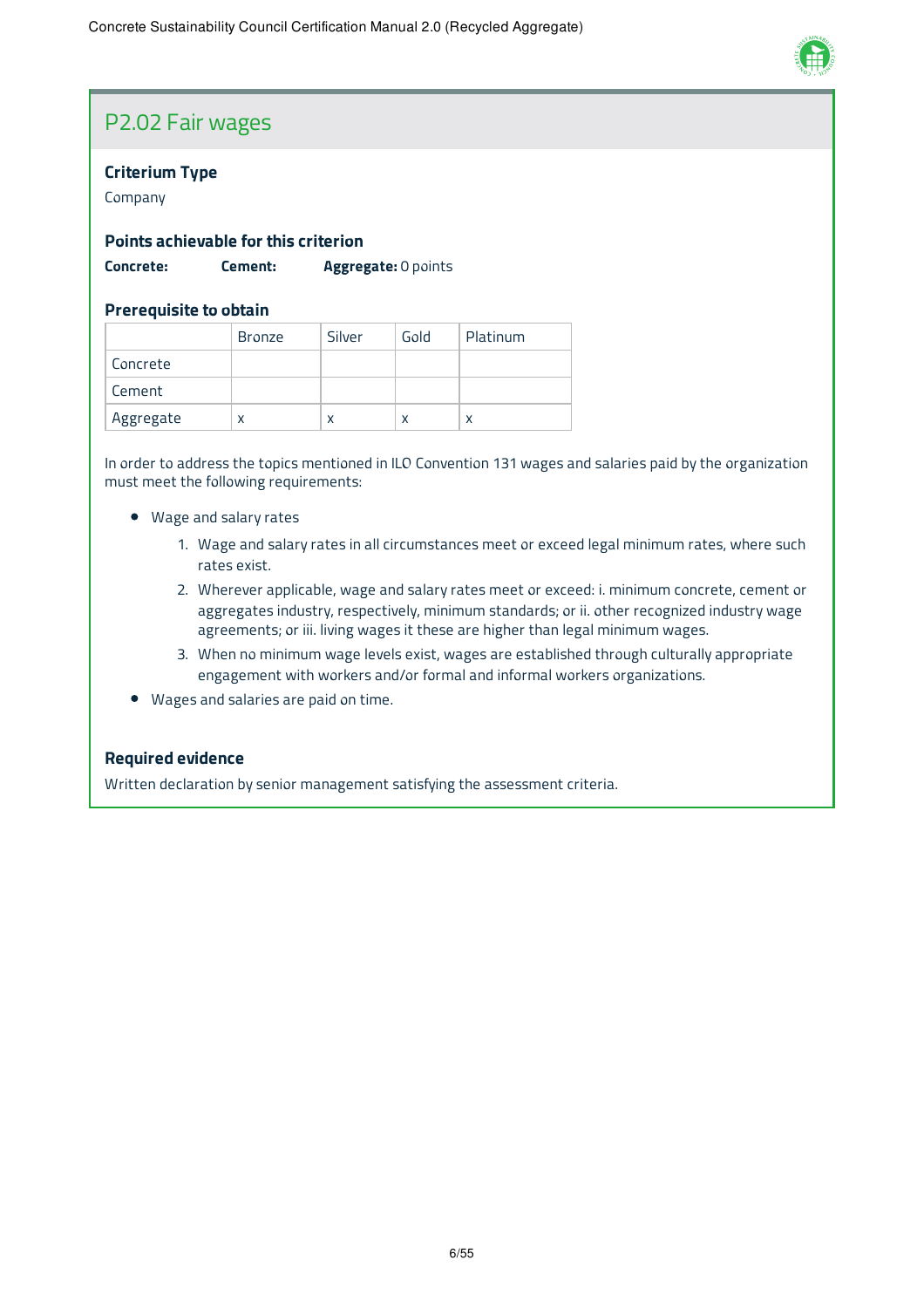## P2.02 Fair wages

### Criterium Type

Company

### Points achievable for this criterion

**Concrete:** **Cement:** **Aggregate:** 0 points

### Prerequisite to obtain

| | Bronze | Silver | Gold | Platinum |
|---|---|---|---|---|
| Concrete | | | | |
| Cement | | | | |
| Aggregate | x | x | x | x |

In order to address the topics mentioned in ILO Convention 131 wages and salaries paid by the organization must meet the following requirements:

- Wage and salary rates
    1. Wage and salary rates in all circumstances meet or exceed legal minimum rates, where such rates exist.
    2. Wherever applicable, wage and salary rates meet or exceed: i. minimum concrete, cement or aggregates industry, respectively, minimum standards; or ii. other recognized industry wage agreements; or iii. living wages it these are higher than legal minimum wages.
    3. When no minimum wage levels exist, wages are established through culturally appropriate engagement with workers and/or formal and informal workers organizations.
- Wages and salaries are paid on time.

### Required evidence

Written declaration by senior management satisfying the assessment criteria.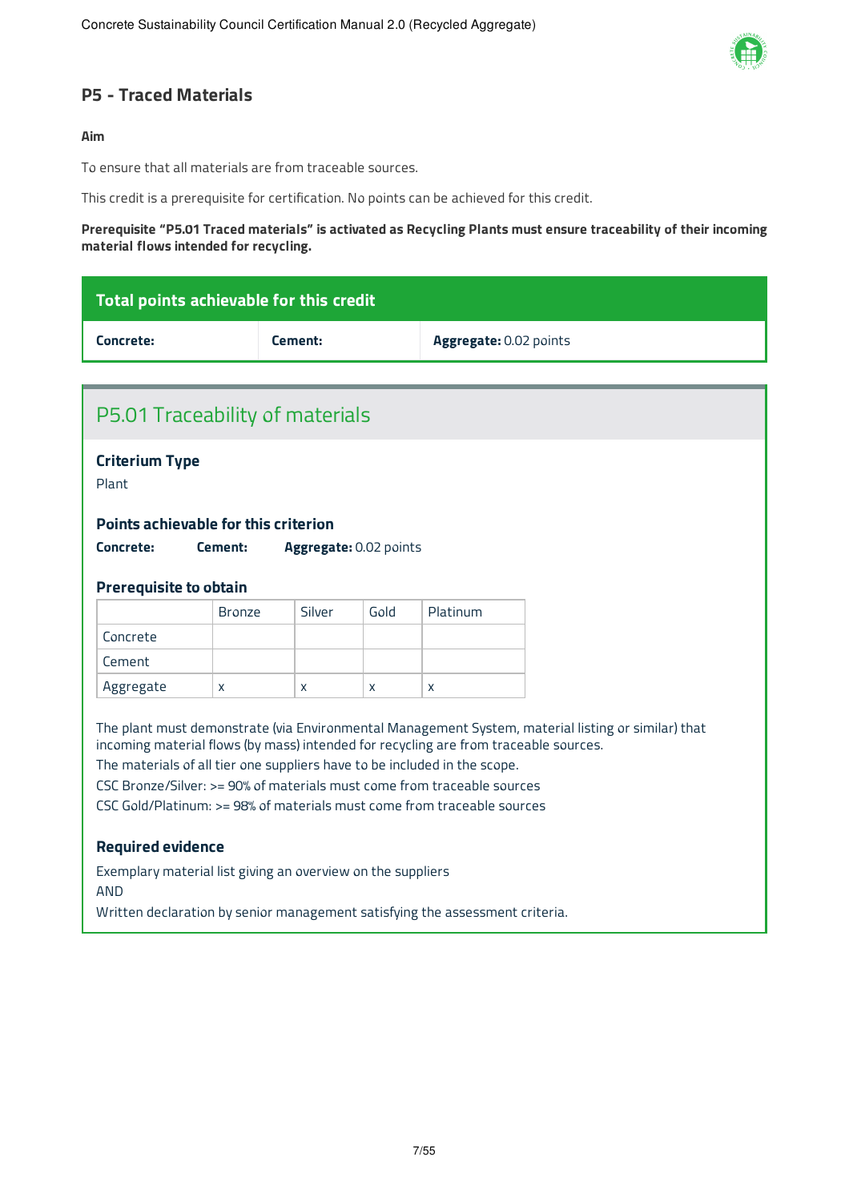## P5 - Traced Materials

**Aim**

To ensure that all materials are from traceable sources.

This credit is a prerequisite for certification. No points can be achieved for this credit.

**Prerequisite "P5.01 Traced materials" is activated as Recycling Plants must ensure traceability of their incoming material flows intended for recycling.**

| Total points achievable for this credit | | |
|---|---|---|
| **Concrete:** | **Cement:** | **Aggregate:** 0.02 points |

### P5.01 Traceability of materials

**Criterium Type**

Plant

**Points achievable for this criterion**

**Concrete:** **Cement:** **Aggregate:** 0.02 points

**Prerequisite to obtain**

| | Bronze | Silver | Gold | Platinum |
|---|---|---|---|---|
| Concrete | | | | |
| Cement | | | | |
| Aggregate | x | x | x | x |

The plant must demonstrate (via Environmental Management System, material listing or similar) that incoming material flows (by mass) intended for recycling are from traceable sources.
The materials of all tier one suppliers have to be included in the scope.
CSC Bronze/Silver: >= 90% of materials must come from traceable sources
CSC Gold/Platinum: >= 98% of materials must come from traceable sources

**Required evidence**

Exemplary material list giving an overview on the suppliers
AND
Written declaration by senior management satisfying the assessment criteria.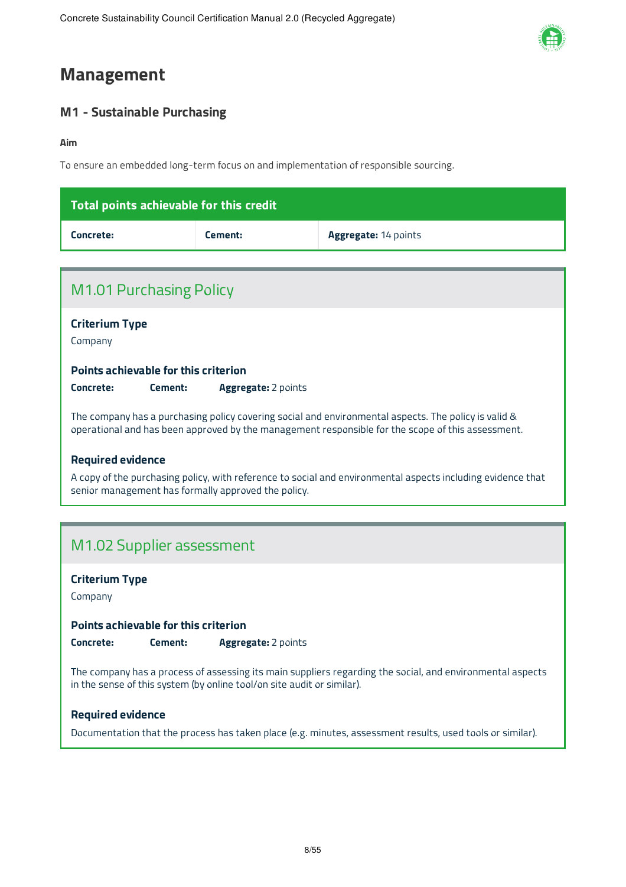# Management

## M1 - Sustainable Purchasing

**Aim**

To ensure an embedded long-term focus on and implementation of responsible sourcing.

| Total points achievable for this credit | | |
|---|---|---|
| **Concrete:** | **Cement:** | **Aggregate:** 14 points |

### M1.01 Purchasing Policy

**Criterium Type**

Company

**Points achievable for this criterion**

**Concrete:** **Cement:** **Aggregate:** 2 points

The company has a purchasing policy covering social and environmental aspects. The policy is valid & operational and has been approved by the management responsible for the scope of this assessment.

**Required evidence**

A copy of the purchasing policy, with reference to social and environmental aspects including evidence that senior management has formally approved the policy.

### M1.02 Supplier assessment

**Criterium Type**

Company

**Points achievable for this criterion**

**Concrete:** **Cement:** **Aggregate:** 2 points

The company has a process of assessing its main suppliers regarding the social, and environmental aspects in the sense of this system (by online tool/on site audit or similar).

**Required evidence**

Documentation that the process has taken place (e.g. minutes, assessment results, used tools or similar).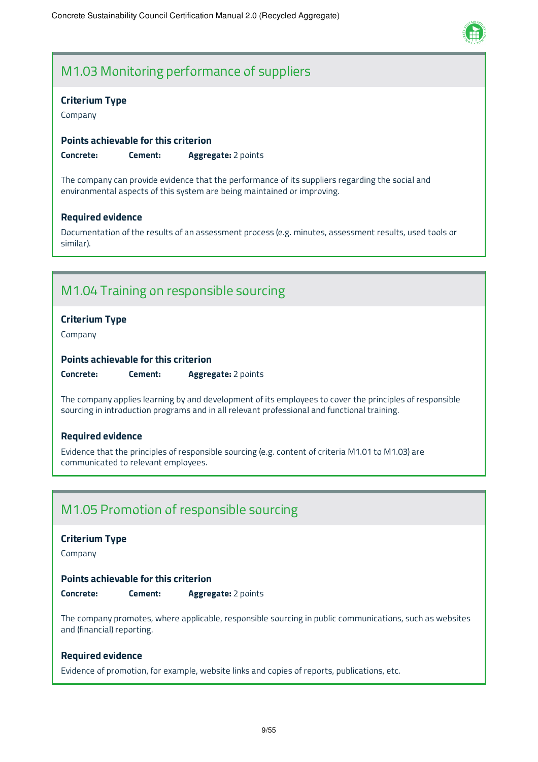## M1.03 Monitoring performance of suppliers

**Criterium Type**

Company

**Points achievable for this criterion**

**Concrete:** **Cement:** **Aggregate:** 2 points

The company can provide evidence that the performance of its suppliers regarding the social and environmental aspects of this system are being maintained or improving.

**Required evidence**

Documentation of the results of an assessment process (e.g. minutes, assessment results, used tools or similar).

## M1.04 Training on responsible sourcing

**Criterium Type**

Company

**Points achievable for this criterion**

**Concrete:** **Cement:** **Aggregate:** 2 points

The company applies learning by and development of its employees to cover the principles of responsible sourcing in introduction programs and in all relevant professional and functional training.

**Required evidence**

Evidence that the principles of responsible sourcing (e.g. content of criteria M1.01 to M1.03) are communicated to relevant employees.

## M1.05 Promotion of responsible sourcing

**Criterium Type**

Company

**Points achievable for this criterion**

**Concrete:** **Cement:** **Aggregate:** 2 points

The company promotes, where applicable, responsible sourcing in public communications, such as websites and (financial) reporting.

**Required evidence**

Evidence of promotion, for example, website links and copies of reports, publications, etc.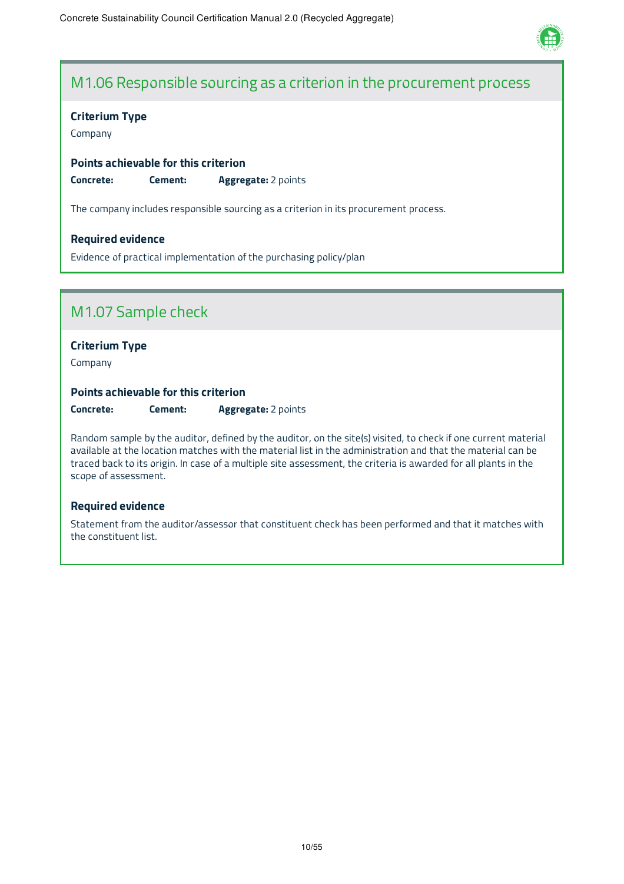## M1.06 Responsible sourcing as a criterion in the procurement process

**Criterium Type**

Company

**Points achievable for this criterion**

**Concrete:** **Cement:** **Aggregate:** 2 points

The company includes responsible sourcing as a criterion in its procurement process.

**Required evidence**

Evidence of practical implementation of the purchasing policy/plan

## M1.07 Sample check

**Criterium Type**

Company

**Points achievable for this criterion**

**Concrete:** **Cement:** **Aggregate:** 2 points

Random sample by the auditor, defined by the auditor, on the site(s) visited, to check if one current material available at the location matches with the material list in the administration and that the material can be traced back to its origin. In case of a multiple site assessment, the criteria is awarded for all plants in the scope of assessment.

**Required evidence**

Statement from the auditor/assessor that constituent check has been performed and that it matches with the constituent list.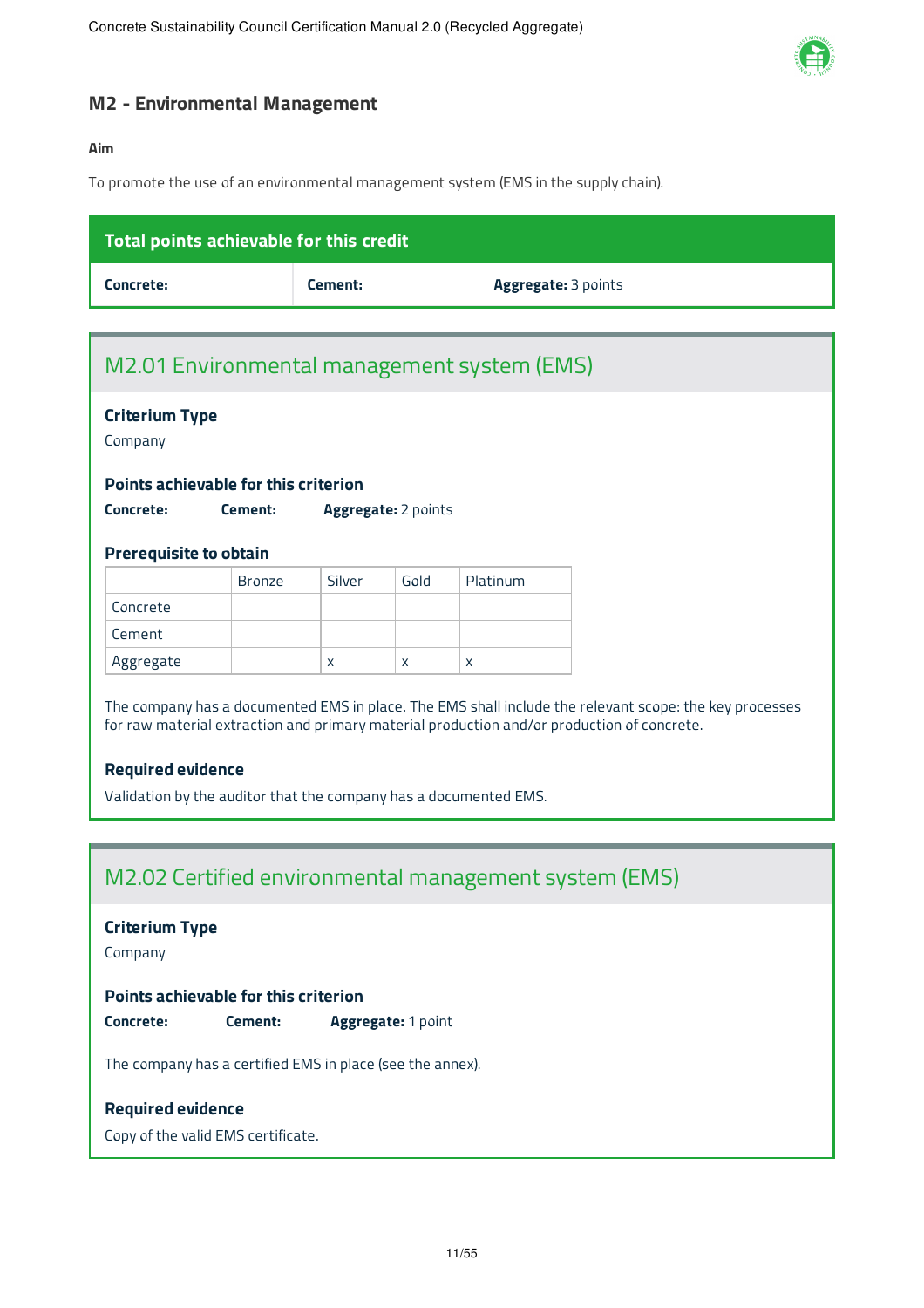## M2 - Environmental Management

**Aim**

To promote the use of an environmental management system (EMS in the supply chain).

| Total points achievable for this credit | | |
|---|---|---|
| **Concrete:** | **Cement:** | **Aggregate:** 3 points |

### M2.01 Environmental management system (EMS)

**Criterium Type**

Company

**Points achievable for this criterion**

**Concrete:** **Cement:** **Aggregate:** 2 points

**Prerequisite to obtain**

| | Bronze | Silver | Gold | Platinum |
|---|---|---|---|---|
| Concrete | | | | |
| Cement | | | | |
| Aggregate | | x | x | x |

The company has a documented EMS in place. The EMS shall include the relevant scope: the key processes for raw material extraction and primary material production and/or production of concrete.

**Required evidence**

Validation by the auditor that the company has a documented EMS.

### M2.02 Certified environmental management system (EMS)

**Criterium Type**

Company

**Points achievable for this criterion**

**Concrete:** **Cement:** **Aggregate:** 1 point

The company has a certified EMS in place (see the annex).

**Required evidence**

Copy of the valid EMS certificate.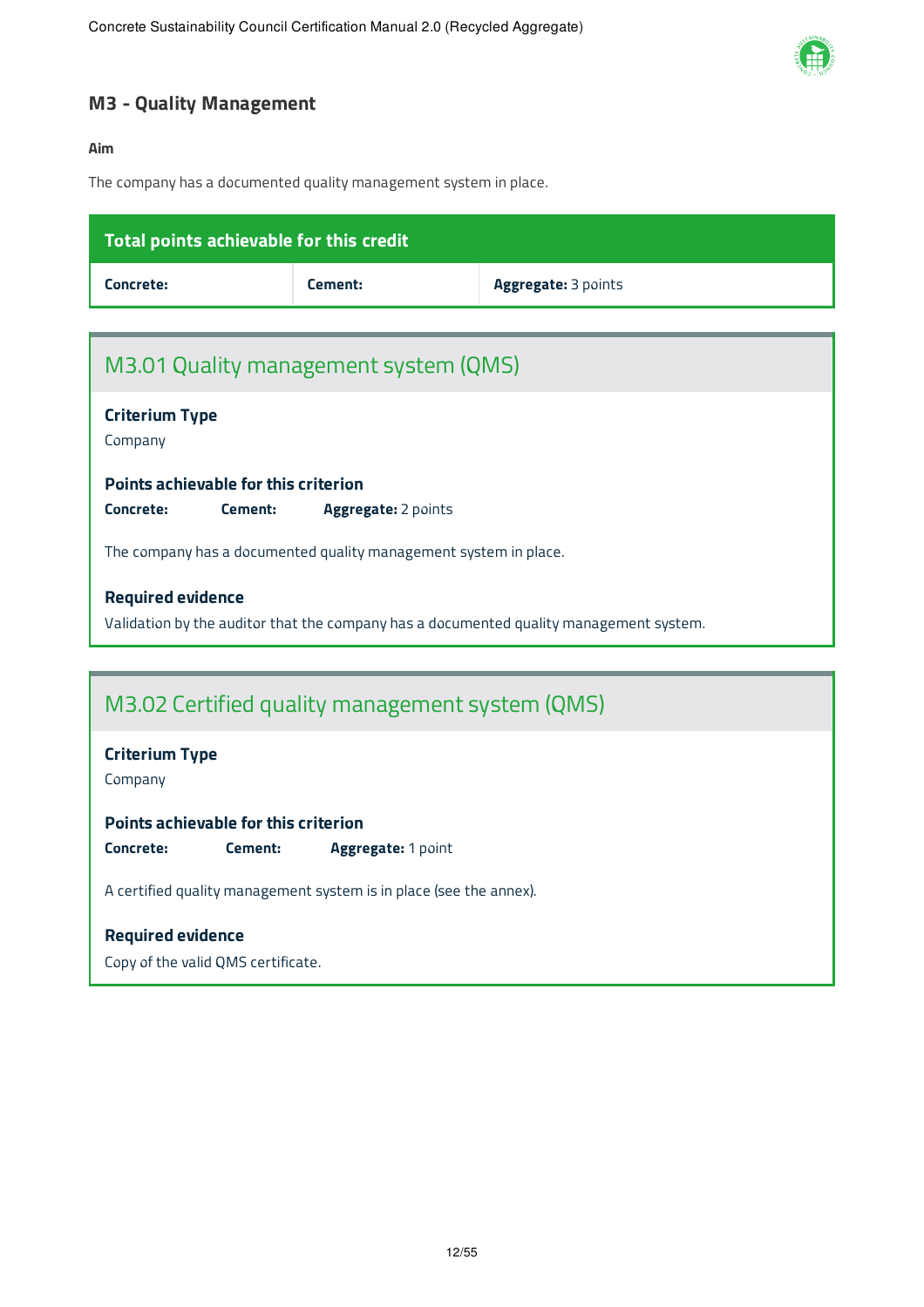## M3 - Quality Management

**Aim**

The company has a documented quality management system in place.

| Total points achievable for this credit | | |
|---|---|---|
| **Concrete:** | **Cement:** | **Aggregate:** 3 points |

### M3.01 Quality management system (QMS)

**Criterium Type**

Company

**Points achievable for this criterion**

**Concrete:** **Cement:** **Aggregate:** 2 points

The company has a documented quality management system in place.

**Required evidence**

Validation by the auditor that the company has a documented quality management system.

### M3.02 Certified quality management system (QMS)

**Criterium Type**

Company

**Points achievable for this criterion**

**Concrete:** **Cement:** **Aggregate:** 1 point

A certified quality management system is in place (see the annex).

**Required evidence**

Copy of the valid QMS certificate.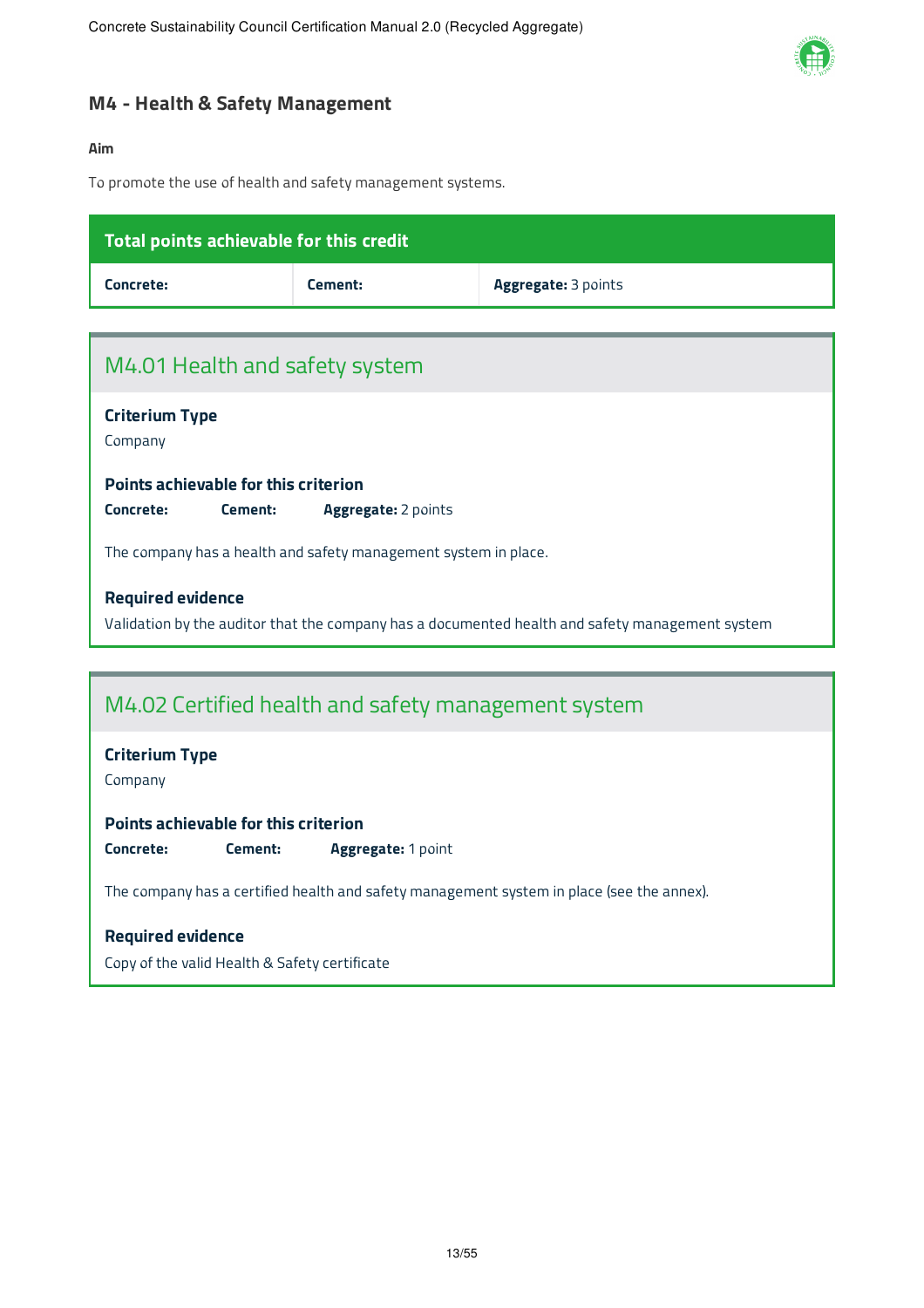## M4 - Health & Safety Management

**Aim**

To promote the use of health and safety management systems.

| Total points achievable for this credit | | |
|---|---|---|
| **Concrete:** | **Cement:** | **Aggregate:** 3 points |

### M4.01 Health and safety system

**Criterium Type**

Company

**Points achievable for this criterion**

**Concrete:** **Cement:** **Aggregate:** 2 points

The company has a health and safety management system in place.

**Required evidence**

Validation by the auditor that the company has a documented health and safety management system

### M4.02 Certified health and safety management system

**Criterium Type**

Company

**Points achievable for this criterion**

**Concrete:** **Cement:** **Aggregate:** 1 point

The company has a certified health and safety management system in place (see the annex).

**Required evidence**

Copy of the valid Health & Safety certificate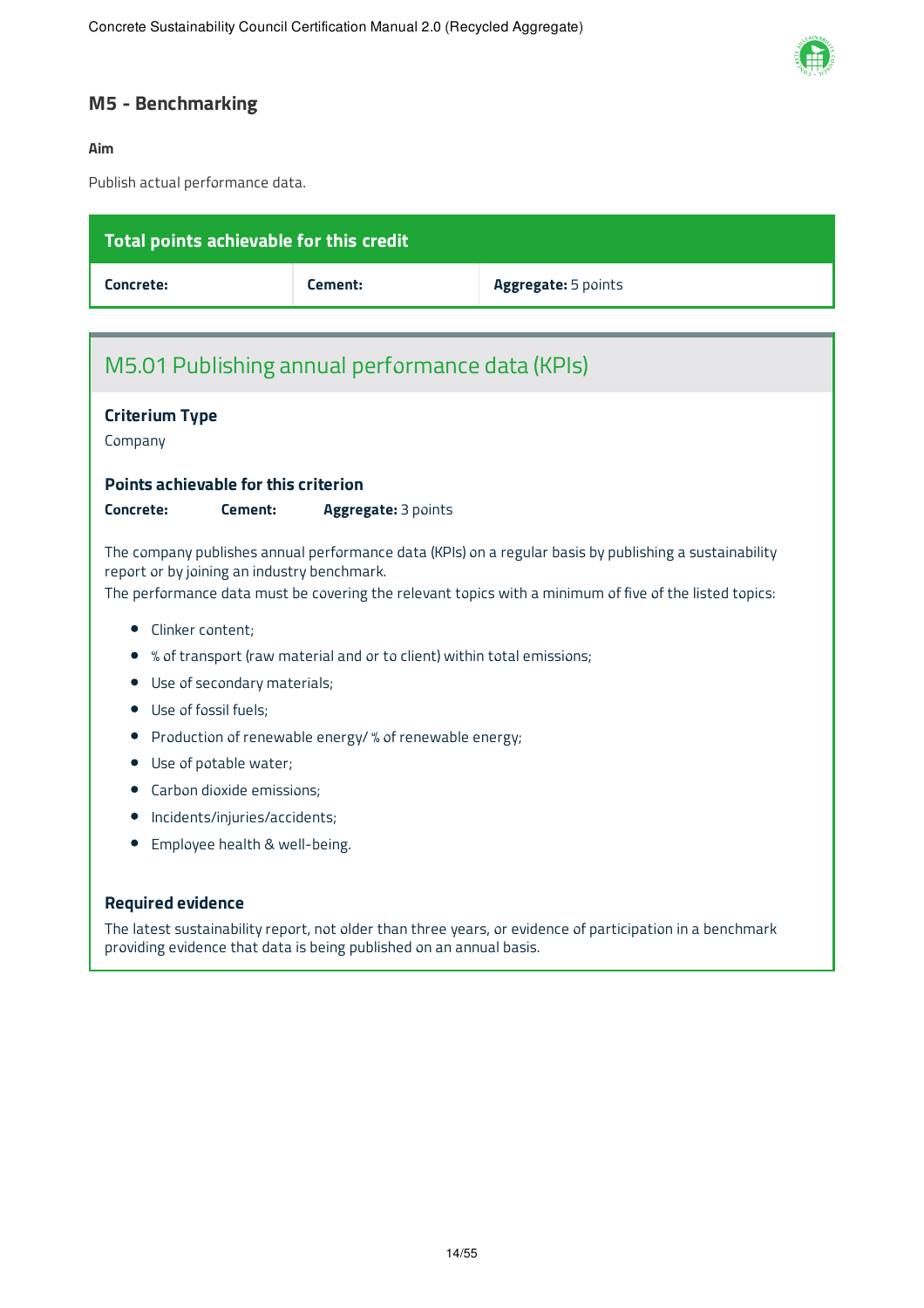## M5 - Benchmarking

**Aim**

Publish actual performance data.

| Total points achievable for this credit | | |
|---|---|---|
| **Concrete:** | **Cement:** | **Aggregate:** 5 points |

### M5.01 Publishing annual performance data (KPIs)

**Criterium Type**

Company

**Points achievable for this criterion**

**Concrete:** **Cement:** **Aggregate:** 3 points

The company publishes annual performance data (KPIs) on a regular basis by publishing a sustainability report or by joining an industry benchmark.
The performance data must be covering the relevant topics with a minimum of five of the listed topics:

- Clinker content;
- % of transport (raw material and or to client) within total emissions;
- Use of secondary materials;
- Use of fossil fuels;
- Production of renewable energy/ % of renewable energy;
- Use of potable water;
- Carbon dioxide emissions;
- Incidents/injuries/accidents;
- Employee health & well-being.

**Required evidence**

The latest sustainability report, not older than three years, or evidence of participation in a benchmark providing evidence that data is being published on an annual basis.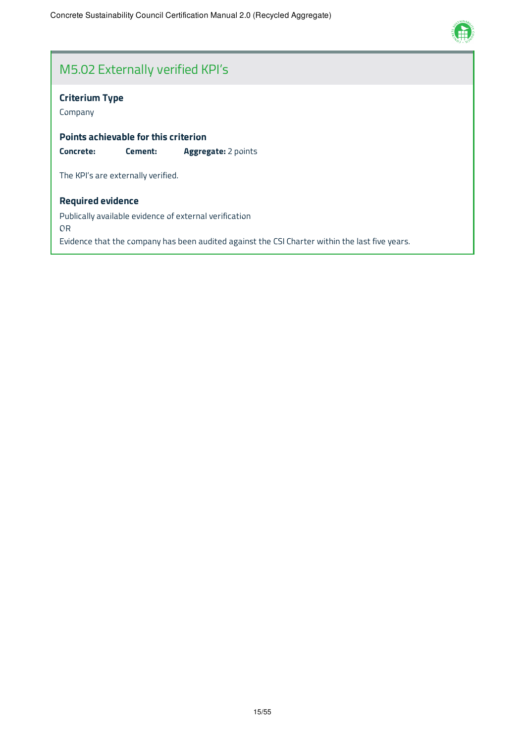## M5.02 Externally verified KPI's

**Criterium Type**

Company

**Points achievable for this criterion**

**Concrete:** **Cement:** **Aggregate:** 2 points

The KPI's are externally verified.

**Required evidence**

Publically available evidence of external verification
OR
Evidence that the company has been audited against the CSI Charter within the last five years.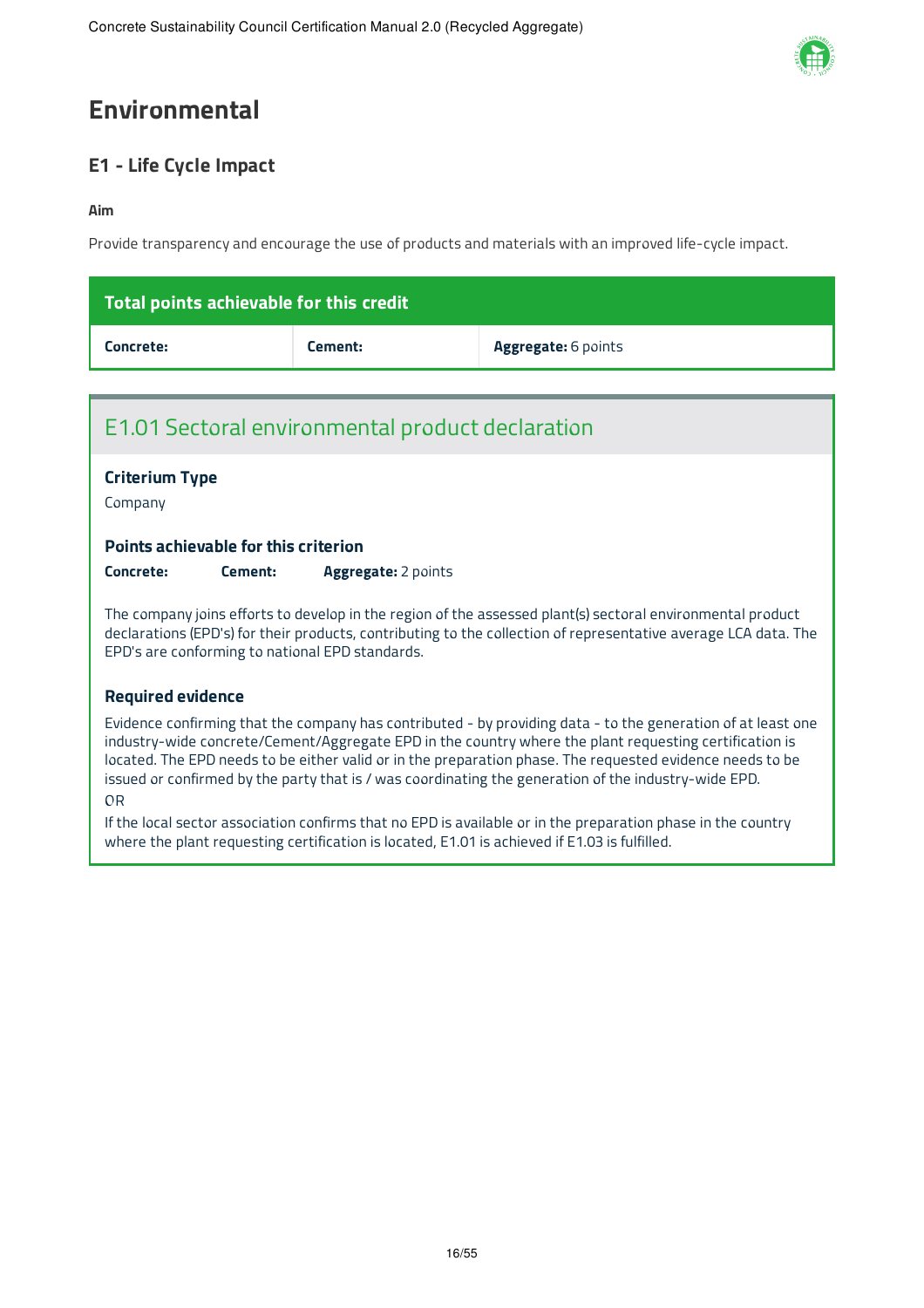# Environmental

## E1 - Life Cycle Impact

**Aim**

Provide transparency and encourage the use of products and materials with an improved life-cycle impact.

| Total points achievable for this credit | | |
|---|---|---|
| **Concrete:** | **Cement:** | **Aggregate:** 6 points |

### E1.01 Sectoral environmental product declaration

**Criterium Type**

Company

**Points achievable for this criterion**

**Concrete:** **Cement:** **Aggregate:** 2 points

The company joins efforts to develop in the region of the assessed plant(s) sectoral environmental product declarations (EPD's) for their products, contributing to the collection of representative average LCA data. The EPD's are conforming to national EPD standards.

**Required evidence**

Evidence confirming that the company has contributed - by providing data - to the generation of at least one industry-wide concrete/Cement/Aggregate EPD in the country where the plant requesting certification is located. The EPD needs to be either valid or in the preparation phase. The requested evidence needs to be issued or confirmed by the party that is / was coordinating the generation of the industry-wide EPD.

OR

If the local sector association confirms that no EPD is available or in the preparation phase in the country where the plant requesting certification is located, E1.01 is achieved if E1.03 is fulfilled.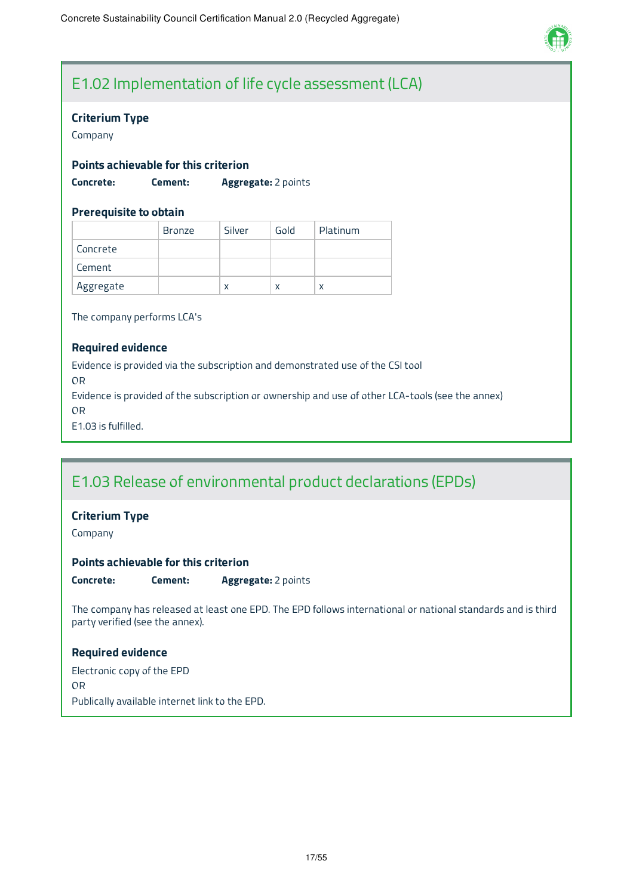## E1.02 Implementation of life cycle assessment (LCA)

### Criterium Type

Company

### Points achievable for this criterion

**Concrete:** **Cement:** **Aggregate:** 2 points

### Prerequisite to obtain

| | Bronze | Silver | Gold | Platinum |
|---|---|---|---|---|
| Concrete | | | | |
| Cement | | | | |
| Aggregate | | x | x | x |

The company performs LCA's

### Required evidence

Evidence is provided via the subscription and demonstrated use of the CSI tool

OR

Evidence is provided of the subscription or ownership and use of other LCA-tools (see the annex)

OR

E1.03 is fulfilled.

## E1.03 Release of environmental product declarations (EPDs)

### Criterium Type

Company

### Points achievable for this criterion

**Concrete:** **Cement:** **Aggregate:** 2 points

The company has released at least one EPD. The EPD follows international or national standards and is third party verified (see the annex).

### Required evidence

Electronic copy of the EPD

OR

Publically available internet link to the EPD.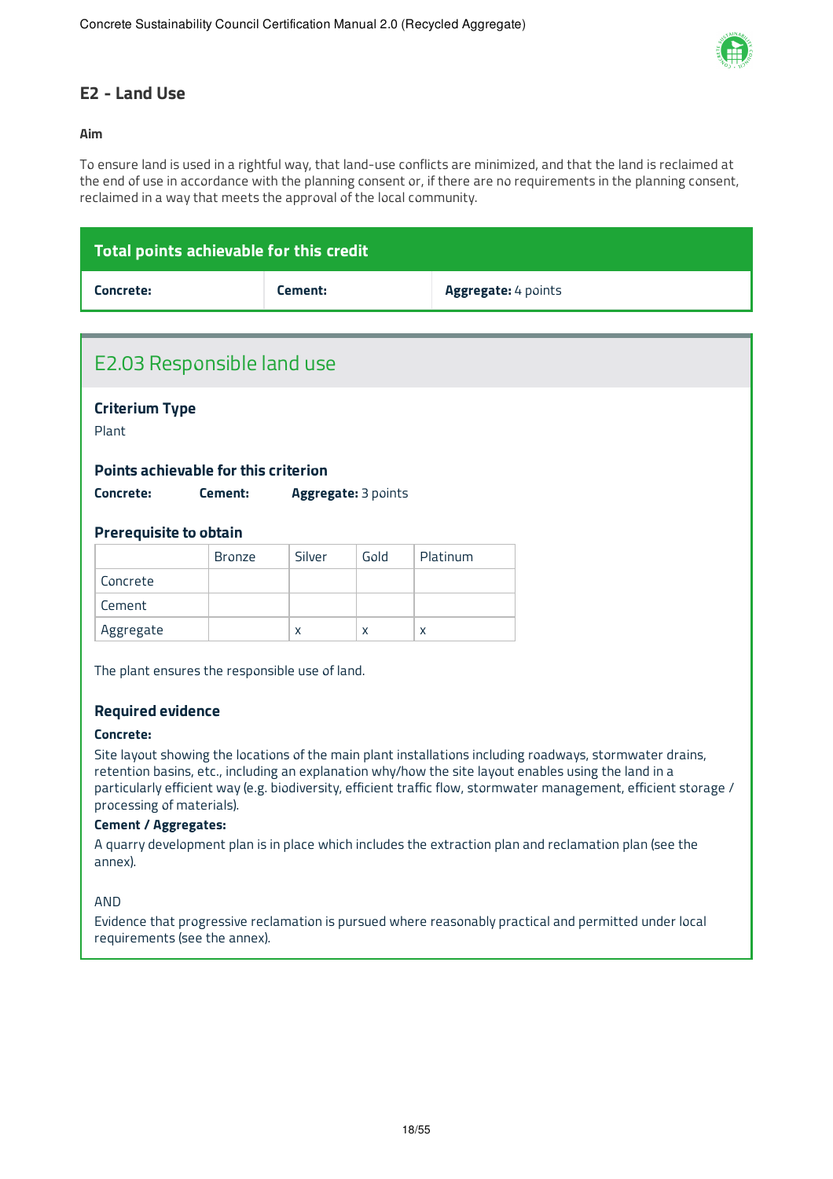## E2 - Land Use

**Aim**

To ensure land is used in a rightful way, that land-use conflicts are minimized, and that the land is reclaimed at the end of use in accordance with the planning consent or, if there are no requirements in the planning consent, reclaimed in a way that meets the approval of the local community.

| Total points achievable for this credit | | |
|---|---|---|
| **Concrete:** | **Cement:** | **Aggregate:** 4 points |

### E2.03 Responsible land use

**Criterium Type**

Plant

**Points achievable for this criterion**

**Concrete:** **Cement:** **Aggregate:** 3 points

**Prerequisite to obtain**

| | Bronze | Silver | Gold | Platinum |
|---|---|---|---|---|
| Concrete | | | | |
| Cement | | | | |
| Aggregate | | x | x | x |

The plant ensures the responsible use of land.

**Required evidence**

**Concrete:**

Site layout showing the locations of the main plant installations including roadways, stormwater drains, retention basins, etc., including an explanation why/how the site layout enables using the land in a particularly efficient way (e.g. biodiversity, efficient traffic flow, stormwater management, efficient storage / processing of materials).

**Cement / Aggregates:**

A quarry development plan is in place which includes the extraction plan and reclamation plan (see the annex).

AND

Evidence that progressive reclamation is pursued where reasonably practical and permitted under local requirements (see the annex).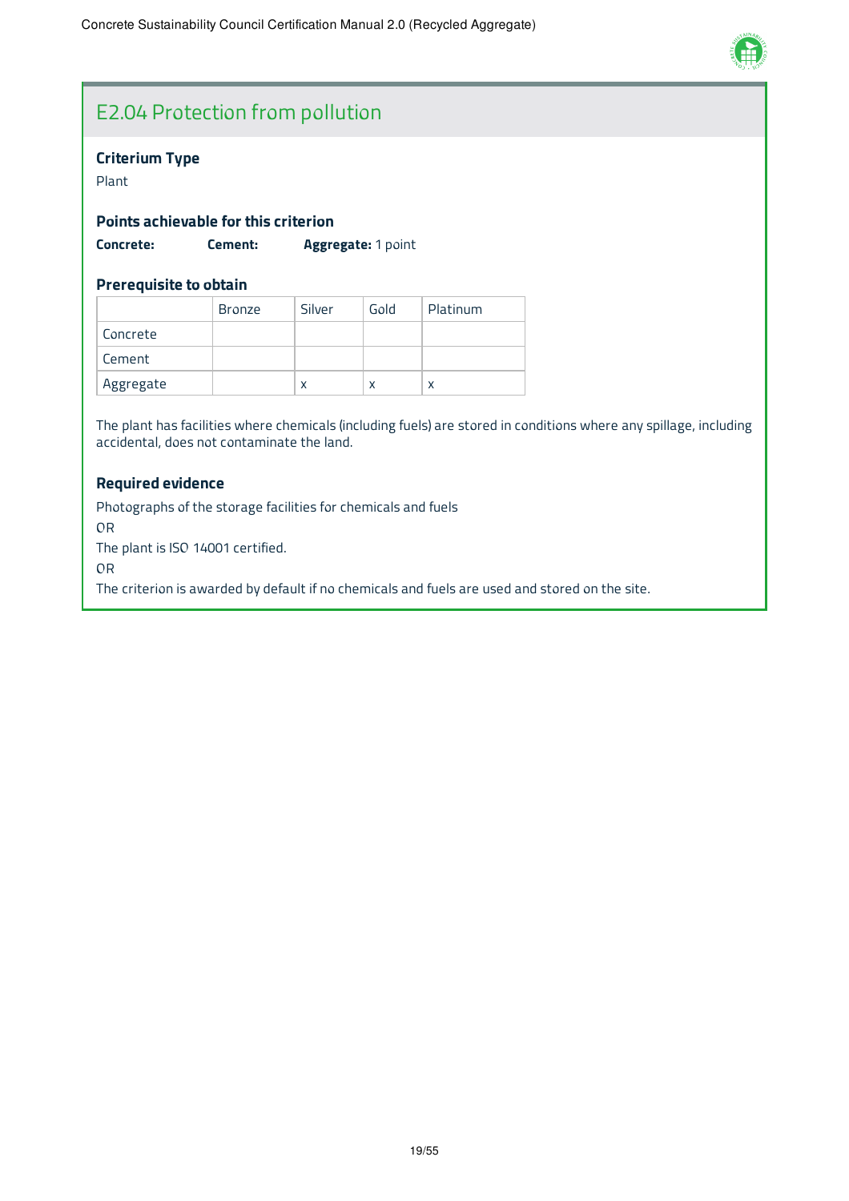## E2.04 Protection from pollution

### Criterium Type

Plant

### Points achievable for this criterion

**Concrete:** **Cement:** **Aggregate:** 1 point

### Prerequisite to obtain

| | Bronze | Silver | Gold | Platinum |
|---|---|---|---|---|
| Concrete | | | | |
| Cement | | | | |
| Aggregate | | x | x | x |

The plant has facilities where chemicals (including fuels) are stored in conditions where any spillage, including accidental, does not contaminate the land.

### Required evidence

Photographs of the storage facilities for chemicals and fuels

OR

The plant is ISO 14001 certified.

OR

The criterion is awarded by default if no chemicals and fuels are used and stored on the site.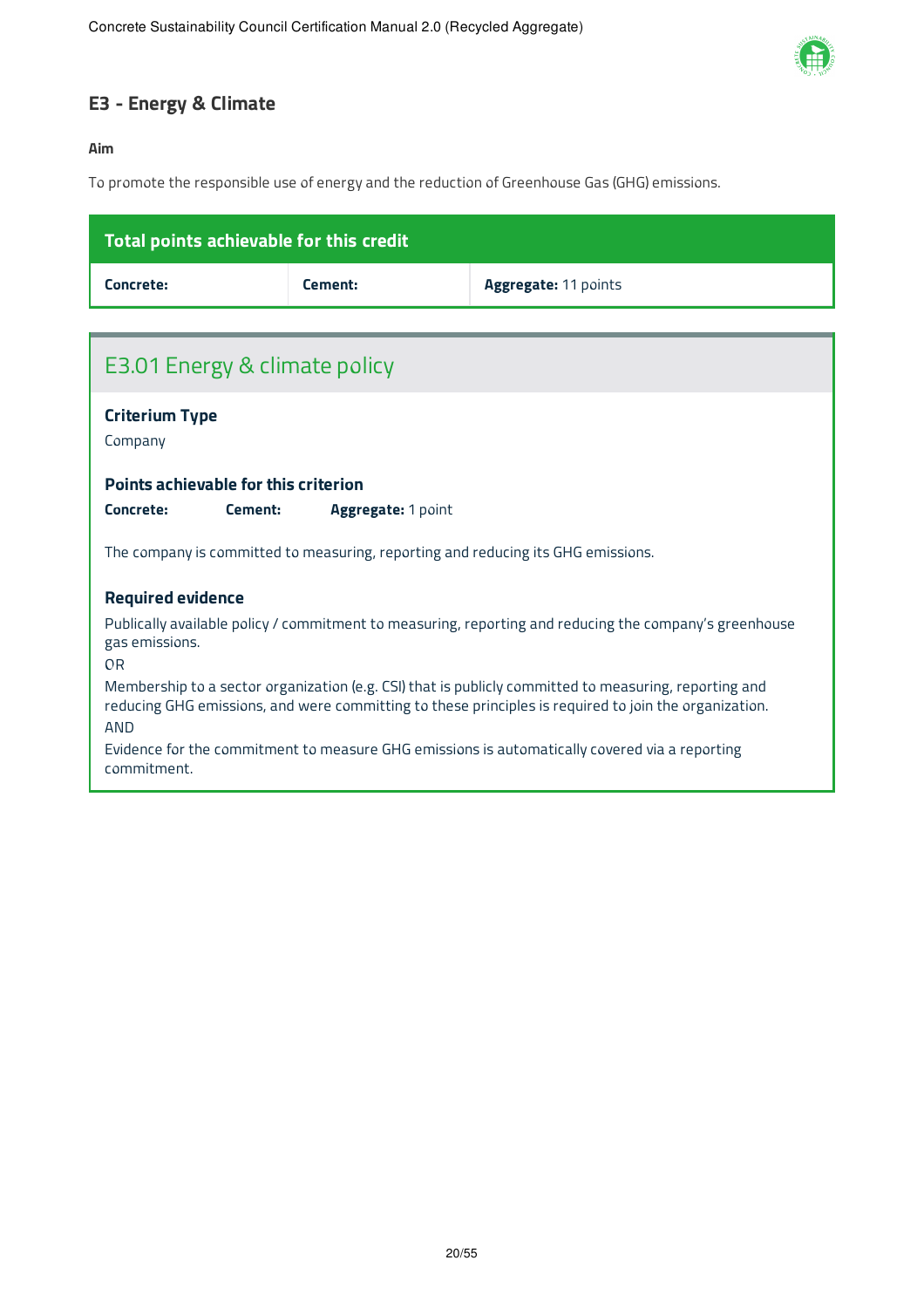## E3 - Energy & Climate

**Aim**

To promote the responsible use of energy and the reduction of Greenhouse Gas (GHG) emissions.

| Total points achievable for this credit | | |
|---|---|---|
| **Concrete:** | **Cement:** | **Aggregate:** 11 points |

### E3.01 Energy & climate policy

**Criterium Type**

Company

**Points achievable for this criterion**

**Concrete:** **Cement:** **Aggregate:** 1 point

The company is committed to measuring, reporting and reducing its GHG emissions.

**Required evidence**

Publically available policy / commitment to measuring, reporting and reducing the company's greenhouse gas emissions.

OR

Membership to a sector organization (e.g. CSI) that is publicly committed to measuring, reporting and reducing GHG emissions, and were committing to these principles is required to join the organization.

AND

Evidence for the commitment to measure GHG emissions is automatically covered via a reporting commitment.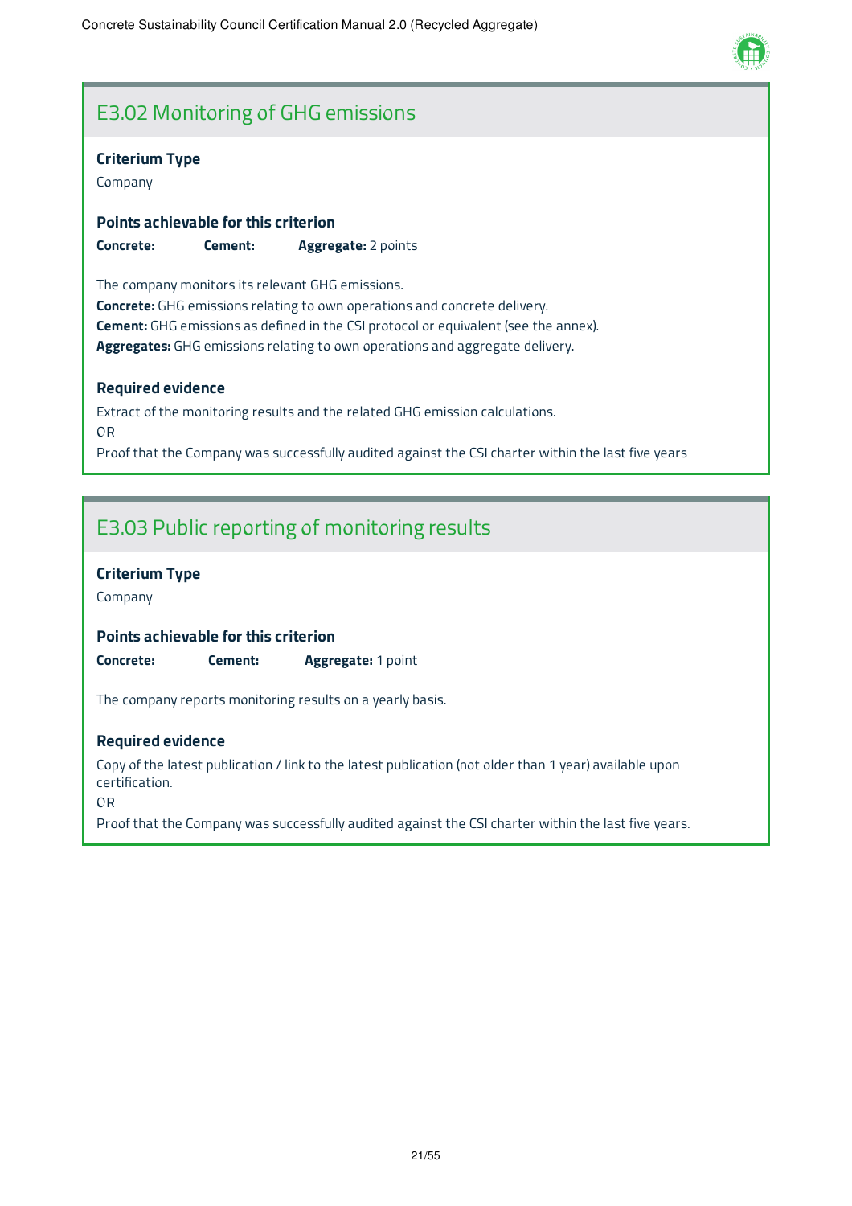## E3.02 Monitoring of GHG emissions

**Criterium Type**

Company

**Points achievable for this criterion**

**Concrete:** **Cement:** **Aggregate:** 2 points

The company monitors its relevant GHG emissions.
**Concrete:** GHG emissions relating to own operations and concrete delivery.
**Cement:** GHG emissions as defined in the CSI protocol or equivalent (see the annex).
**Aggregates:** GHG emissions relating to own operations and aggregate delivery.

**Required evidence**

Extract of the monitoring results and the related GHG emission calculations.
OR
Proof that the Company was successfully audited against the CSI charter within the last five years

## E3.03 Public reporting of monitoring results

**Criterium Type**

Company

**Points achievable for this criterion**

**Concrete:** **Cement:** **Aggregate:** 1 point

The company reports monitoring results on a yearly basis.

**Required evidence**

Copy of the latest publication / link to the latest publication (not older than 1 year) available upon certification.
OR
Proof that the Company was successfully audited against the CSI charter within the last five years.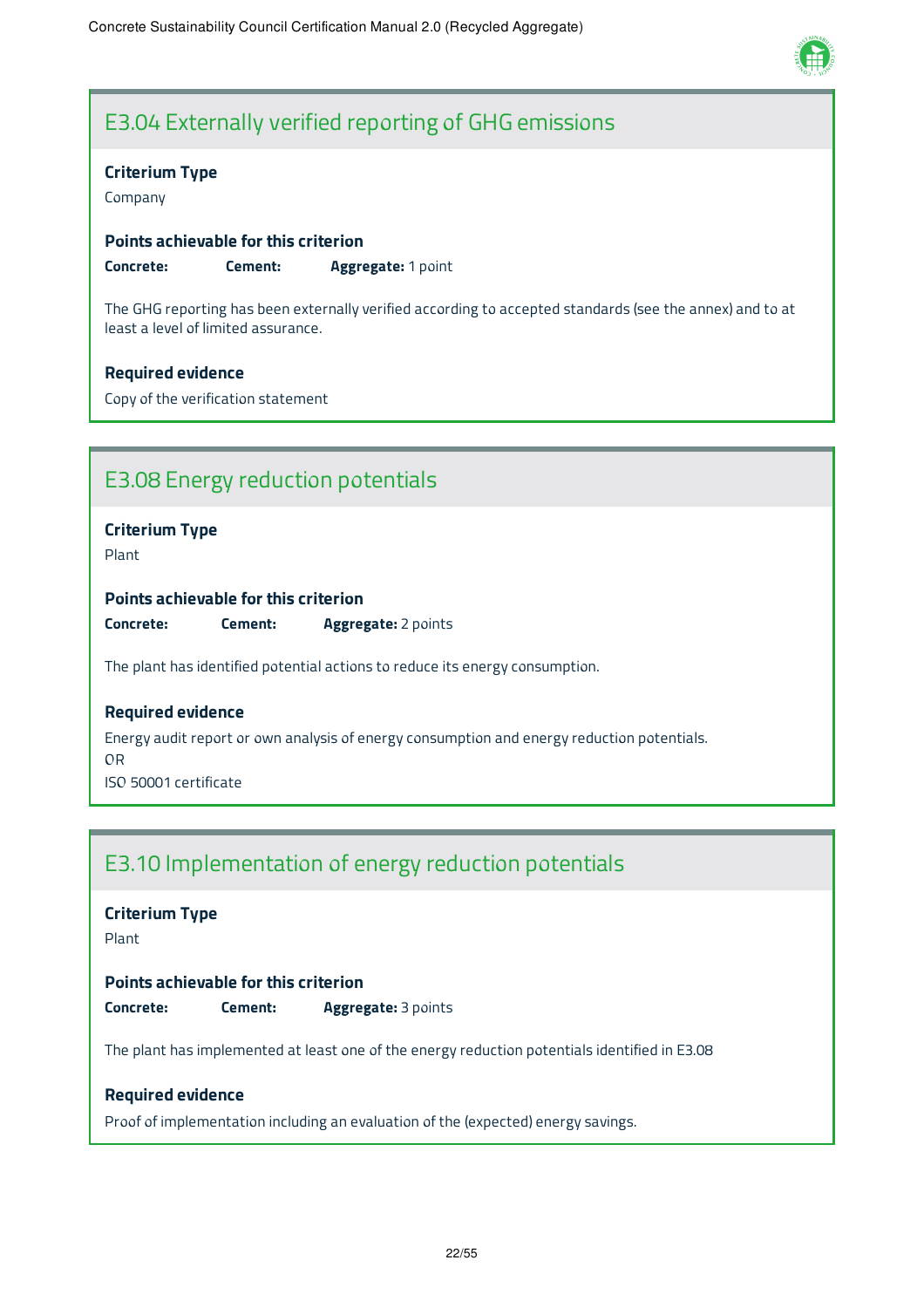## E3.04 Externally verified reporting of GHG emissions

**Criterium Type**

Company

**Points achievable for this criterion**

**Concrete:** **Cement:** **Aggregate:** 1 point

The GHG reporting has been externally verified according to accepted standards (see the annex) and to at least a level of limited assurance.

**Required evidence**

Copy of the verification statement

## E3.08 Energy reduction potentials

**Criterium Type**

Plant

**Points achievable for this criterion**

**Concrete:** **Cement:** **Aggregate:** 2 points

The plant has identified potential actions to reduce its energy consumption.

**Required evidence**

Energy audit report or own analysis of energy consumption and energy reduction potentials.
OR
ISO 50001 certificate

## E3.10 Implementation of energy reduction potentials

**Criterium Type**

Plant

**Points achievable for this criterion**

**Concrete:** **Cement:** **Aggregate:** 3 points

The plant has implemented at least one of the energy reduction potentials identified in E3.08

**Required evidence**

Proof of implementation including an evaluation of the (expected) energy savings.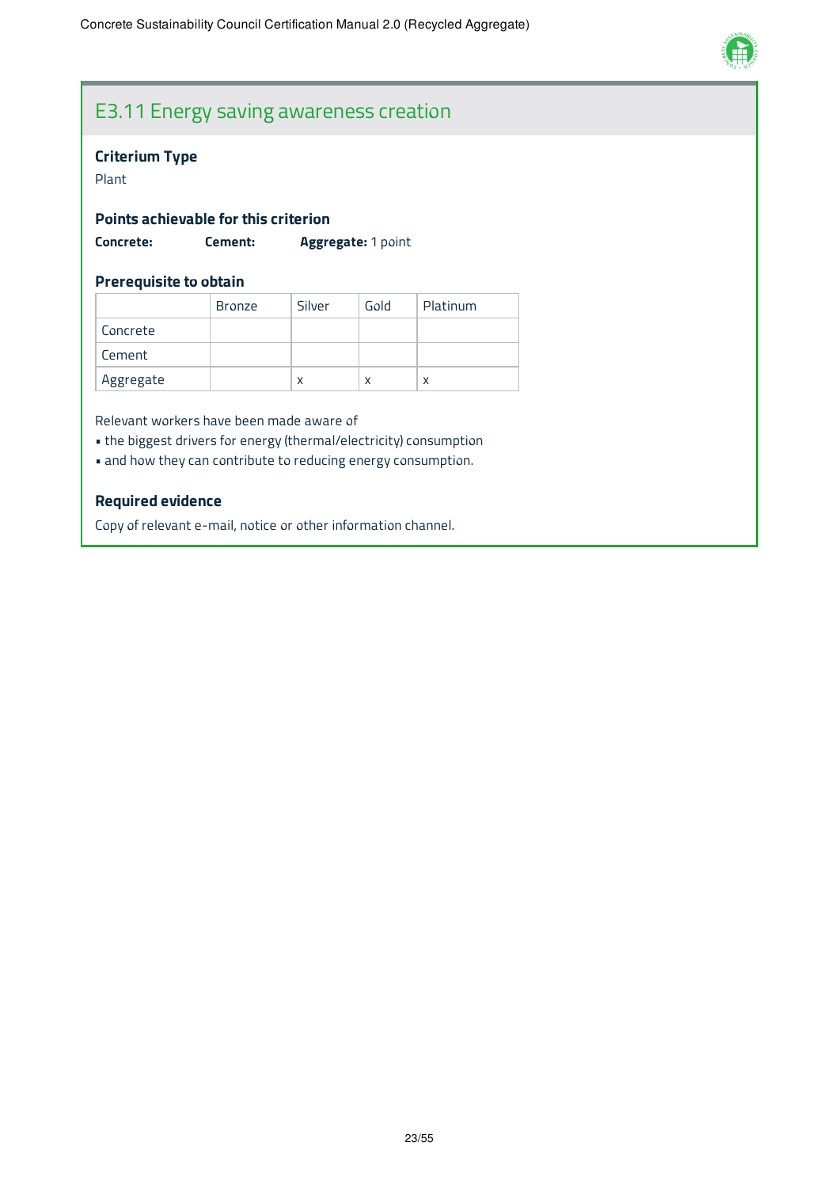## E3.11 Energy saving awareness creation

### Criterium Type

Plant

### Points achievable for this criterion

**Concrete:** **Cement:** **Aggregate:** 1 point

### Prerequisite to obtain

| | Bronze | Silver | Gold | Platinum |
|---|---|---|---|---|
| Concrete | | | | |
| Cement | | | | |
| Aggregate | | x | x | x |

Relevant workers have been made aware of

- the biggest drivers for energy (thermal/electricity) consumption
- and how they can contribute to reducing energy consumption.

### Required evidence

Copy of relevant e-mail, notice or other information channel.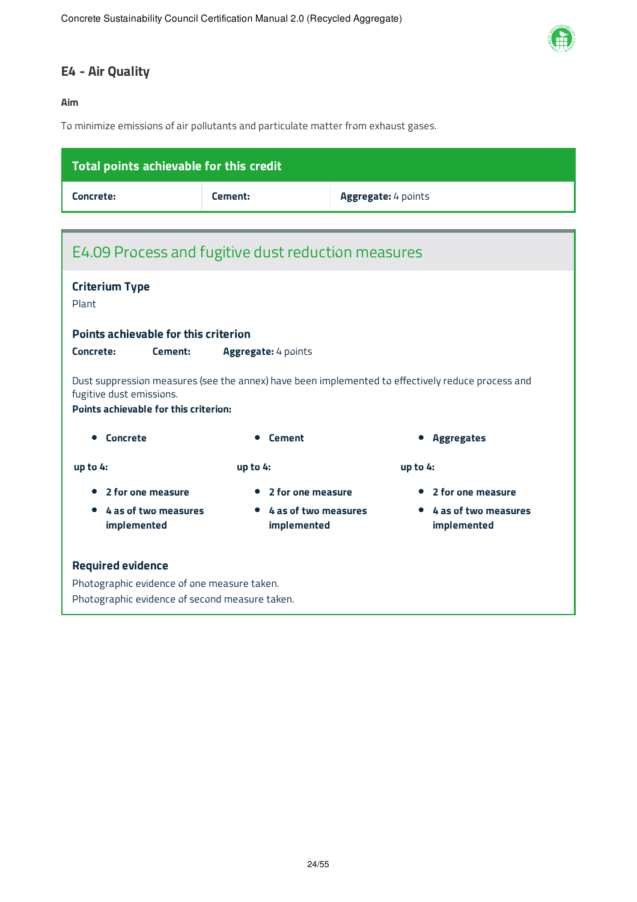## E4 - Air Quality

**Aim**

To minimize emissions of air pollutants and particulate matter from exhaust gases.

| Total points achievable for this credit | | |
|---|---|---|
| **Concrete:** | **Cement:** | **Aggregate:** 4 points |

### E4.09 Process and fugitive dust reduction measures

**Criterium Type**

Plant

**Points achievable for this criterion**

**Concrete:** **Cement:** **Aggregate:** 4 points

Dust suppression measures (see the annex) have been implemented to effectively reduce process and fugitive dust emissions.

**Points achievable for this criterion:**

- **Concrete**

**up to 4:**

- **2 for one measure**
- **4 as of two measures implemented**

- **Cement**

**up to 4:**

- **2 for one measure**
- **4 as of two measures implemented**

- **Aggregates**

**up to 4:**

- **2 for one measure**
- **4 as of two measures implemented**

**Required evidence**

Photographic evidence of one measure taken.

Photographic evidence of second measure taken.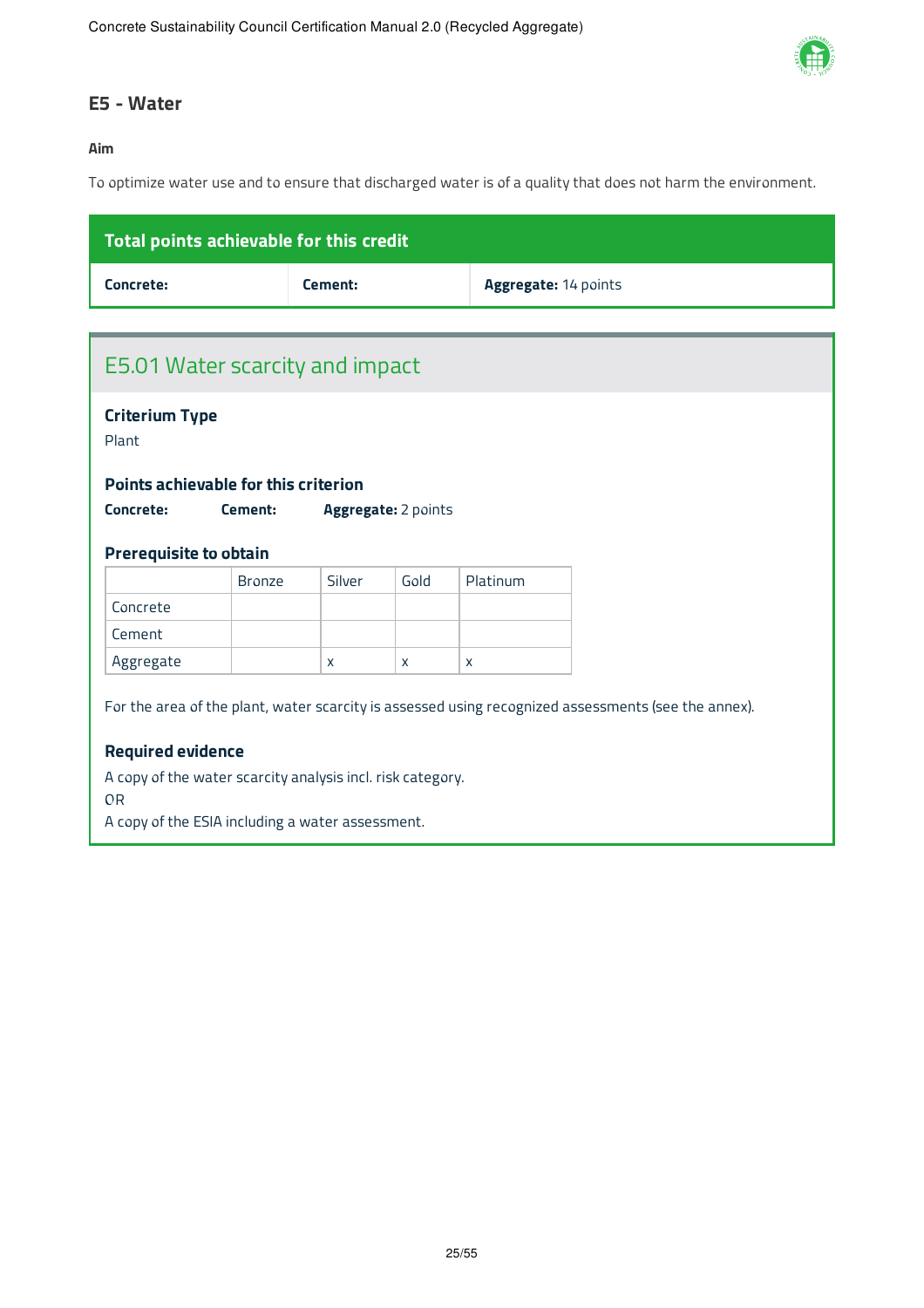## E5 - Water

**Aim**

To optimize water use and to ensure that discharged water is of a quality that does not harm the environment.

| Total points achievable for this credit | | |
|---|---|---|
| **Concrete:** | **Cement:** | **Aggregate:** 14 points |

### E5.01 Water scarcity and impact

**Criterium Type**

Plant

**Points achievable for this criterion**

**Concrete:** **Cement:** **Aggregate:** 2 points

**Prerequisite to obtain**

| | Bronze | Silver | Gold | Platinum |
|---|---|---|---|---|
| Concrete | | | | |
| Cement | | | | |
| Aggregate | | x | x | x |

For the area of the plant, water scarcity is assessed using recognized assessments (see the annex).

**Required evidence**

A copy of the water scarcity analysis incl. risk category.
OR
A copy of the ESIA including a water assessment.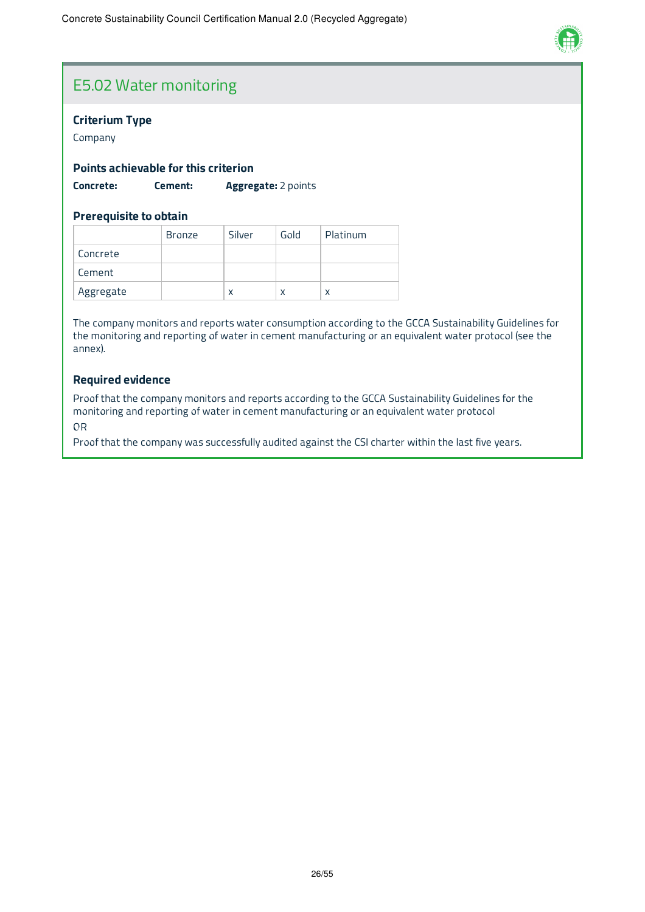# E5.02 Water monitoring

### Criterium Type

Company

### Points achievable for this criterion

**Concrete:** **Cement:** **Aggregate:** 2 points

### Prerequisite to obtain

| | Bronze | Silver | Gold | Platinum |
|---|---|---|---|---|
| Concrete | | | | |
| Cement | | | | |
| Aggregate | | x | x | x |

The company monitors and reports water consumption according to the GCCA Sustainability Guidelines for the monitoring and reporting of water in cement manufacturing or an equivalent water protocol (see the annex).

### Required evidence

Proof that the company monitors and reports according to the GCCA Sustainability Guidelines for the monitoring and reporting of water in cement manufacturing or an equivalent water protocol

OR

Proof that the company was successfully audited against the CSI charter within the last five years.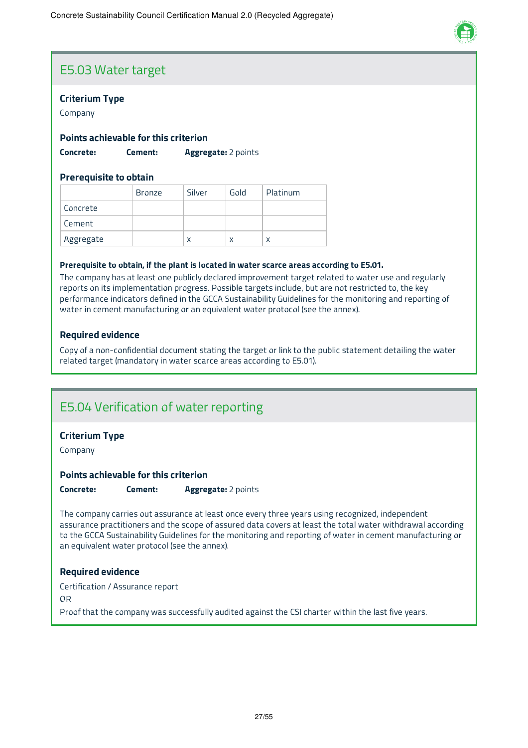## E5.03 Water target

### Criterium Type

Company

### Points achievable for this criterion

**Concrete:** **Cement:** **Aggregate:** 2 points

### Prerequisite to obtain

| | Bronze | Silver | Gold | Platinum |
|---|---|---|---|---|
| Concrete | | | | |
| Cement | | | | |
| Aggregate | | x | x | x |

**Prerequisite to obtain, if the plant is located in water scarce areas according to E5.01.**

The company has at least one publicly declared improvement target related to water use and regularly reports on its implementation progress. Possible targets include, but are not restricted to, the key performance indicators defined in the GCCA Sustainability Guidelines for the monitoring and reporting of water in cement manufacturing or an equivalent water protocol (see the annex).

### Required evidence

Copy of a non-confidential document stating the target or link to the public statement detailing the water related target (mandatory in water scarce areas according to E5.01).

## E5.04 Verification of water reporting

### Criterium Type

Company

### Points achievable for this criterion

**Concrete:** **Cement:** **Aggregate:** 2 points

The company carries out assurance at least once every three years using recognized, independent assurance practitioners and the scope of assured data covers at least the total water withdrawal according to the GCCA Sustainability Guidelines for the monitoring and reporting of water in cement manufacturing or an equivalent water protocol (see the annex).

### Required evidence

Certification / Assurance report

OR

Proof that the company was successfully audited against the CSI charter within the last five years.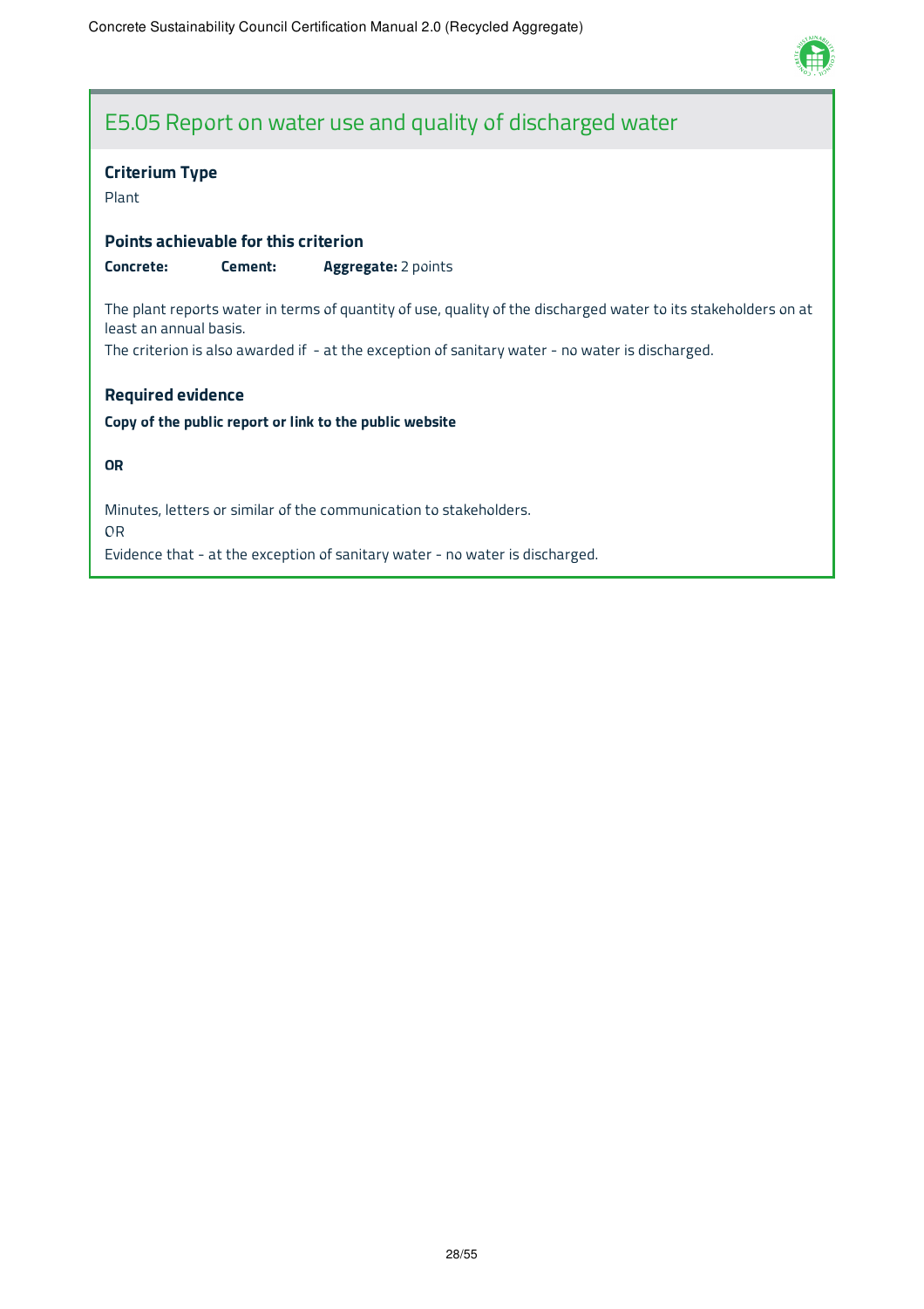## E5.05 Report on water use and quality of discharged water

### Criterium Type

Plant

### Points achievable for this criterion

**Concrete:** **Cement:** **Aggregate:** 2 points

The plant reports water in terms of quantity of use, quality of the discharged water to its stakeholders on at least an annual basis.

The criterion is also awarded if - at the exception of sanitary water - no water is discharged.

### Required evidence

**Copy of the public report or link to the public website**

**OR**

Minutes, letters or similar of the communication to stakeholders.

OR

Evidence that - at the exception of sanitary water - no water is discharged.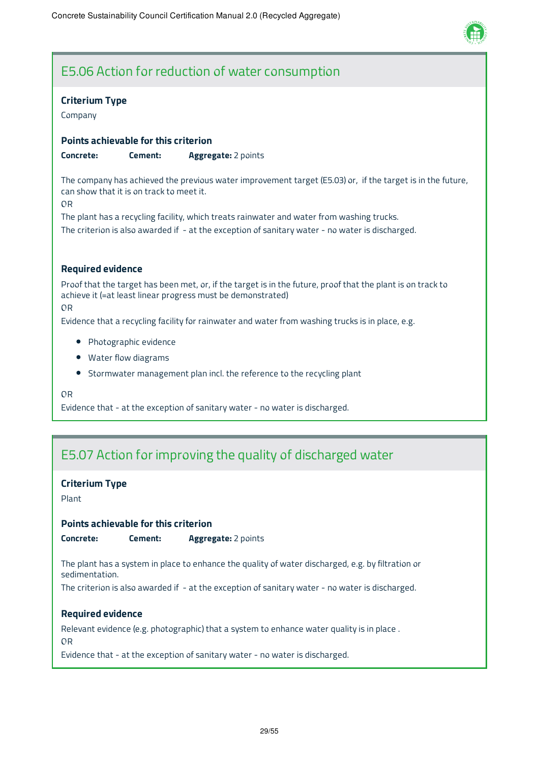## E5.06 Action for reduction of water consumption

### Criterium Type

Company

### Points achievable for this criterion

**Concrete:** **Cement:** **Aggregate:** 2 points

The company has achieved the previous water improvement target (E5.03) or, if the target is in the future, can show that it is on track to meet it.

OR

The plant has a recycling facility, which treats rainwater and water from washing trucks.

The criterion is also awarded if - at the exception of sanitary water - no water is discharged.

### Required evidence

Proof that the target has been met, or, if the target is in the future, proof that the plant is on track to achieve it (=at least linear progress must be demonstrated)

OR

Evidence that a recycling facility for rainwater and water from washing trucks is in place, e.g.

- Photographic evidence
- Water flow diagrams
- Stormwater management plan incl. the reference to the recycling plant

OR

Evidence that - at the exception of sanitary water - no water is discharged.

## E5.07 Action for improving the quality of discharged water

### Criterium Type

Plant

### Points achievable for this criterion

**Concrete:** **Cement:** **Aggregate:** 2 points

The plant has a system in place to enhance the quality of water discharged, e.g. by filtration or sedimentation.

The criterion is also awarded if - at the exception of sanitary water - no water is discharged.

### Required evidence

Relevant evidence (e.g. photographic) that a system to enhance water quality is in place .

OR

Evidence that - at the exception of sanitary water - no water is discharged.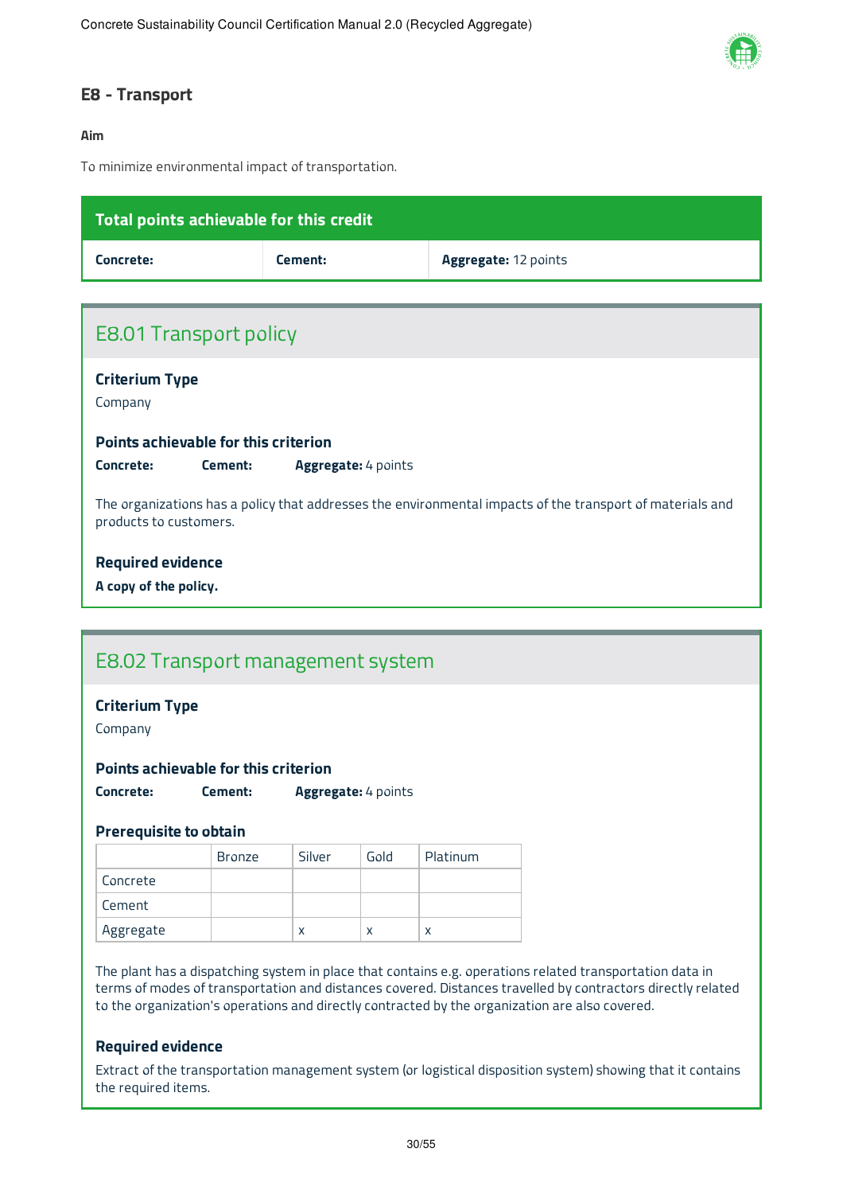## E8 - Transport

**Aim**

To minimize environmental impact of transportation.

| Total points achievable for this credit | | |
|---|---|---|
| **Concrete:** | **Cement:** | **Aggregate:** 12 points |

### E8.01 Transport policy

**Criterium Type**

Company

**Points achievable for this criterion**

**Concrete:** **Cement:** **Aggregate:** 4 points

The organizations has a policy that addresses the environmental impacts of the transport of materials and products to customers.

**Required evidence**

**A copy of the policy.**

### E8.02 Transport management system

**Criterium Type**

Company

**Points achievable for this criterion**

**Concrete:** **Cement:** **Aggregate:** 4 points

**Prerequisite to obtain**

| | Bronze | Silver | Gold | Platinum |
|---|---|---|---|---|
| Concrete | | | | |
| Cement | | | | |
| Aggregate | | x | x | x |

The plant has a dispatching system in place that contains e.g. operations related transportation data in terms of modes of transportation and distances covered. Distances travelled by contractors directly related to the organization's operations and directly contracted by the organization are also covered.

**Required evidence**

Extract of the transportation management system (or logistical disposition system) showing that it contains the required items.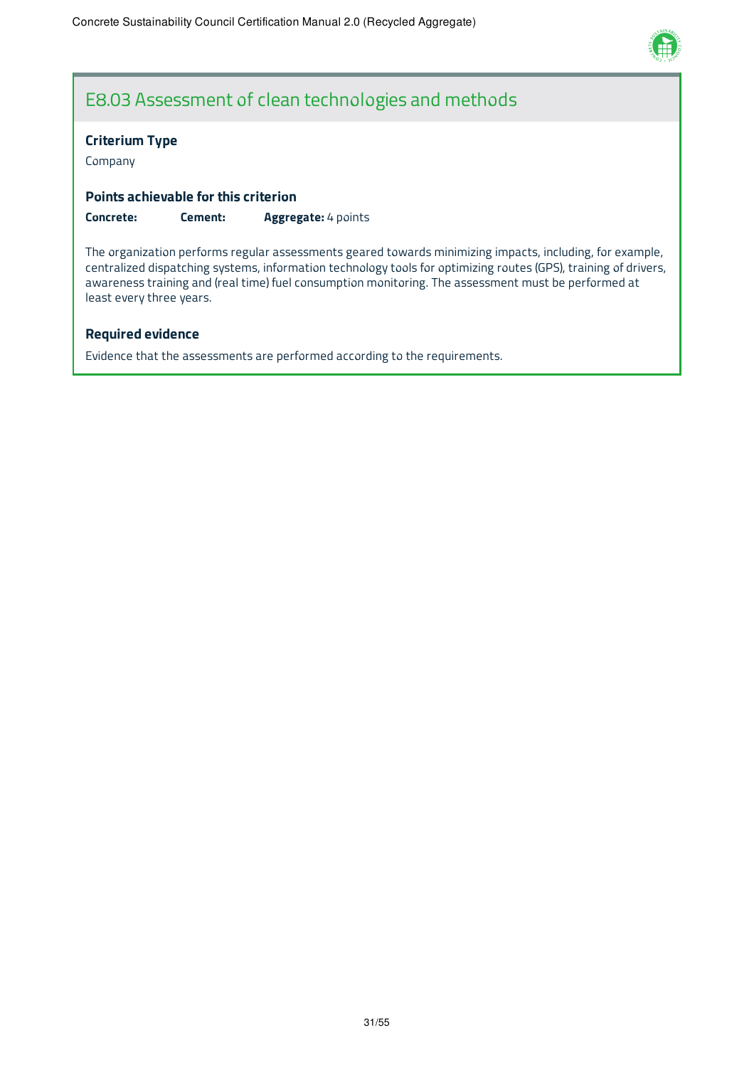# E8.03 Assessment of clean technologies and methods

### Criterium Type

Company

### Points achievable for this criterion

**Concrete:** **Cement:** **Aggregate:** 4 points

The organization performs regular assessments geared towards minimizing impacts, including, for example, centralized dispatching systems, information technology tools for optimizing routes (GPS), training of drivers, awareness training and (real time) fuel consumption monitoring. The assessment must be performed at least every three years.

### Required evidence

Evidence that the assessments are performed according to the requirements.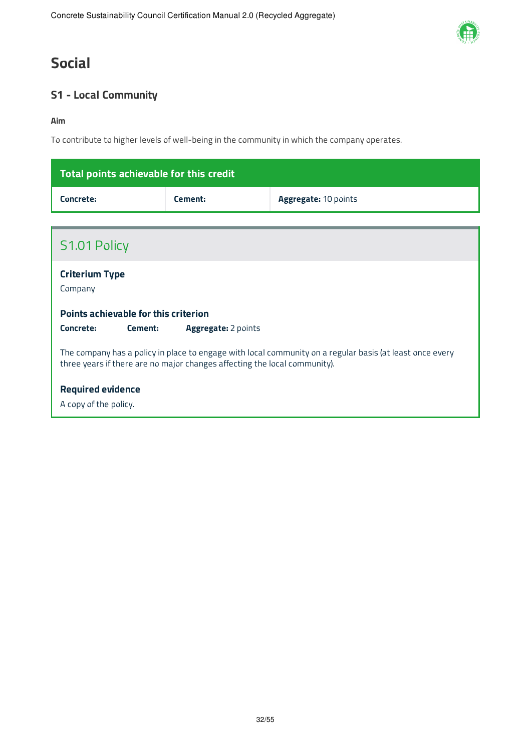# Social

## S1 - Local Community

**Aim**

To contribute to higher levels of well-being in the community in which the company operates.

| Total points achievable for this credit | | |
|---|---|---|
| **Concrete:** | **Cement:** | **Aggregate:** 10 points |

### S1.01 Policy

**Criterium Type**

Company

**Points achievable for this criterion**

**Concrete:** **Cement:** **Aggregate:** 2 points

The company has a policy in place to engage with local community on a regular basis (at least once every three years if there are no major changes affecting the local community).

**Required evidence**

A copy of the policy.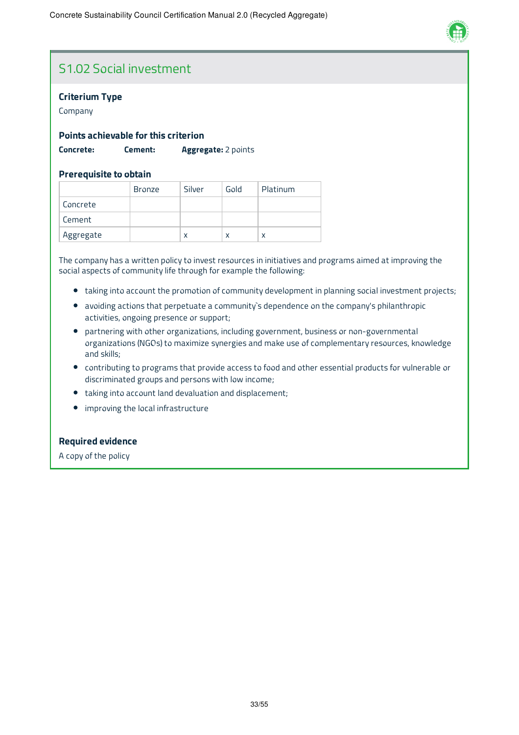## S1.02 Social investment

### Criterium Type

Company

### Points achievable for this criterion

**Concrete:** **Cement:** **Aggregate:** 2 points

### Prerequisite to obtain

| | Bronze | Silver | Gold | Platinum |
|---|---|---|---|---|
| Concrete | | | | |
| Cement | | | | |
| Aggregate | | x | x | x |

The company has a written policy to invest resources in initiatives and programs aimed at improving the social aspects of community life through for example the following:

- taking into account the promotion of community development in planning social investment projects;
- avoiding actions that perpetuate a community`s dependence on the company's philanthropic activities, ongoing presence or support;
- partnering with other organizations, including government, business or non-governmental organizations (NGOs) to maximize synergies and make use of complementary resources, knowledge and skills;
- contributing to programs that provide access to food and other essential products for vulnerable or discriminated groups and persons with low income;
- taking into account land devaluation and displacement;
- improving the local infrastructure

### Required evidence

A copy of the policy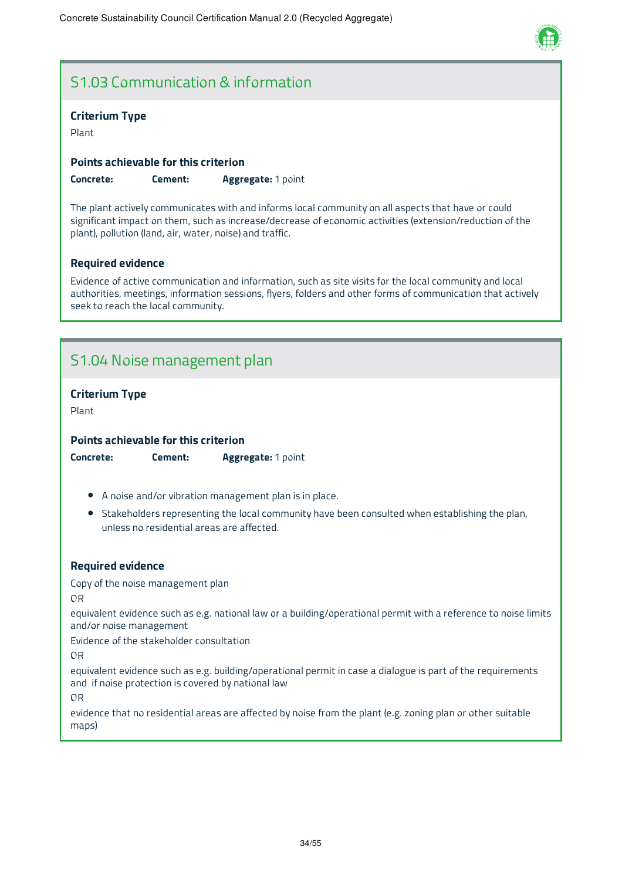## S1.03 Communication & information

### Criterium Type

Plant

### Points achievable for this criterion

**Concrete:** **Cement:** **Aggregate:** 1 point

The plant actively communicates with and informs local community on all aspects that have or could significant impact on them, such as increase/decrease of economic activities (extension/reduction of the plant), pollution (land, air, water, noise) and traffic.

### Required evidence

Evidence of active communication and information, such as site visits for the local community and local authorities, meetings, information sessions, flyers, folders and other forms of communication that actively seek to reach the local community.

## S1.04 Noise management plan

### Criterium Type

Plant

### Points achievable for this criterion

**Concrete:** **Cement:** **Aggregate:** 1 point

- A noise and/or vibration management plan is in place.
- Stakeholders representing the local community have been consulted when establishing the plan, unless no residential areas are affected.

### Required evidence

Copy of the noise management plan

OR

equivalent evidence such as e.g. national law or a building/operational permit with a reference to noise limits and/or noise management

Evidence of the stakeholder consultation

OR

equivalent evidence such as e.g. building/operational permit in case a dialogue is part of the requirements and if noise protection is covered by national law

OR

evidence that no residential areas are affected by noise from the plant (e.g. zoning plan or other suitable maps)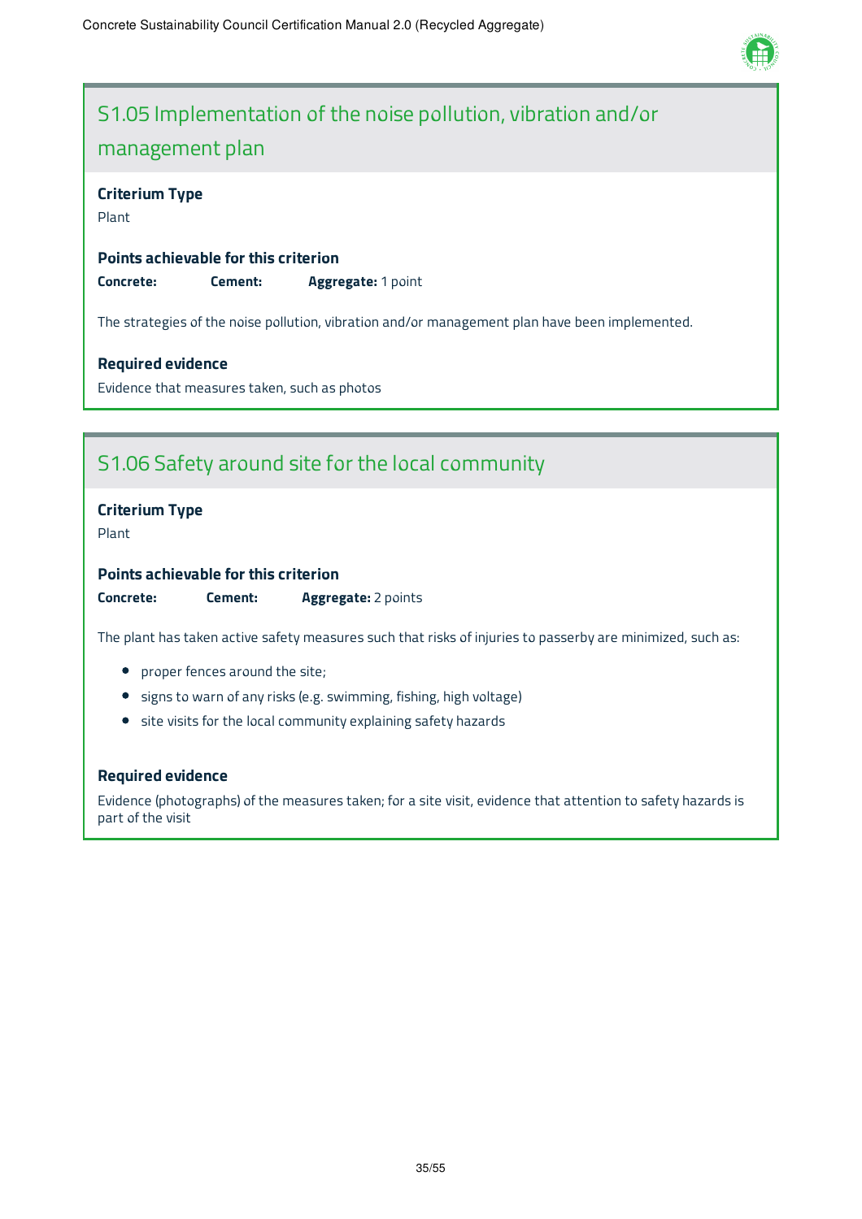## S1.05 Implementation of the noise pollution, vibration and/or management plan

**Criterium Type**

Plant

**Points achievable for this criterion**

**Concrete:** **Cement:** **Aggregate:** 1 point

The strategies of the noise pollution, vibration and/or management plan have been implemented.

**Required evidence**

Evidence that measures taken, such as photos

## S1.06 Safety around site for the local community

**Criterium Type**

Plant

**Points achievable for this criterion**

**Concrete:** **Cement:** **Aggregate:** 2 points

The plant has taken active safety measures such that risks of injuries to passerby are minimized, such as:

- proper fences around the site;
- signs to warn of any risks (e.g. swimming, fishing, high voltage)
- site visits for the local community explaining safety hazards

**Required evidence**

Evidence (photographs) of the measures taken; for a site visit, evidence that attention to safety hazards is part of the visit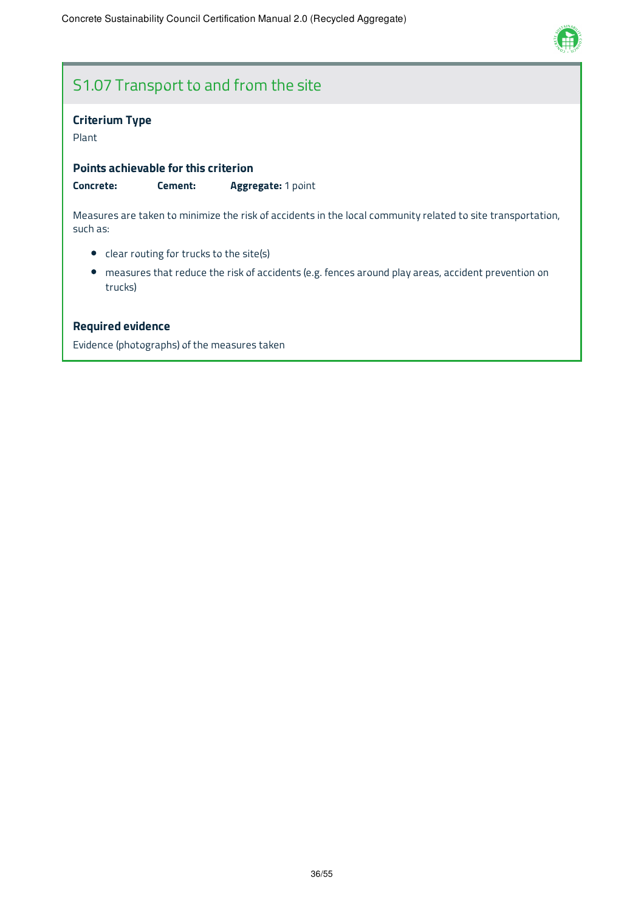## S1.07 Transport to and from the site

### Criterium Type

Plant

### Points achievable for this criterion

**Concrete:** **Cement:** **Aggregate:** 1 point

Measures are taken to minimize the risk of accidents in the local community related to site transportation, such as:

- clear routing for trucks to the site(s)
- measures that reduce the risk of accidents (e.g. fences around play areas, accident prevention on trucks)

### Required evidence

Evidence (photographs) of the measures taken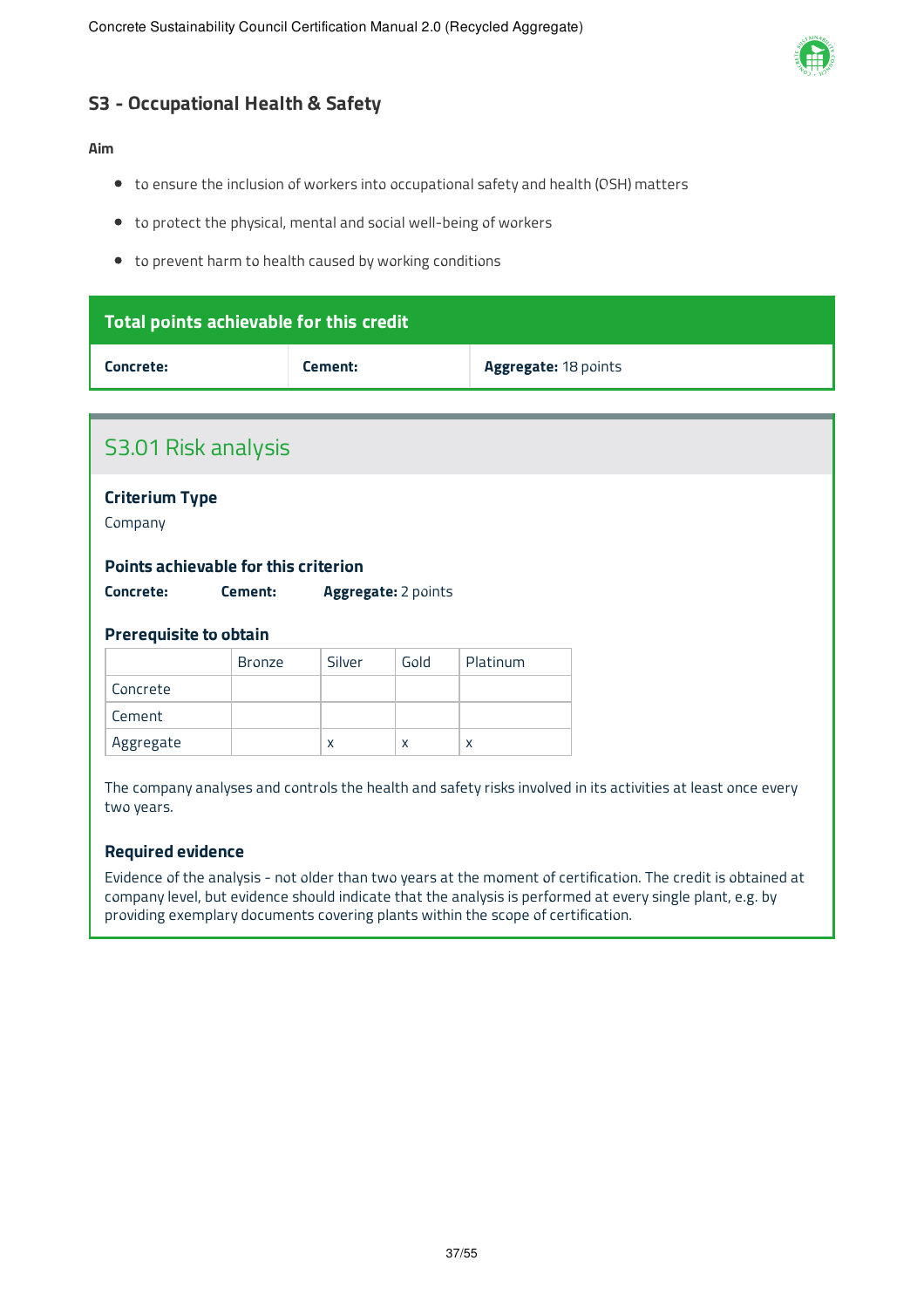## S3 - Occupational Health & Safety

**Aim**

- to ensure the inclusion of workers into occupational safety and health (OSH) matters
- to protect the physical, mental and social well-being of workers
- to prevent harm to health caused by working conditions

| Total points achievable for this credit | | |
|---|---|---|
| **Concrete:** | **Cement:** | **Aggregate:** 18 points |

### S3.01 Risk analysis

**Criterium Type**

Company

**Points achievable for this criterion**

**Concrete:** **Cement:** **Aggregate:** 2 points

**Prerequisite to obtain**

| | Bronze | Silver | Gold | Platinum |
|---|---|---|---|---|
| Concrete | | | | |
| Cement | | | | |
| Aggregate | | x | x | x |

The company analyses and controls the health and safety risks involved in its activities at least once every two years.

**Required evidence**

Evidence of the analysis - not older than two years at the moment of certification. The credit is obtained at company level, but evidence should indicate that the analysis is performed at every single plant, e.g. by providing exemplary documents covering plants within the scope of certification.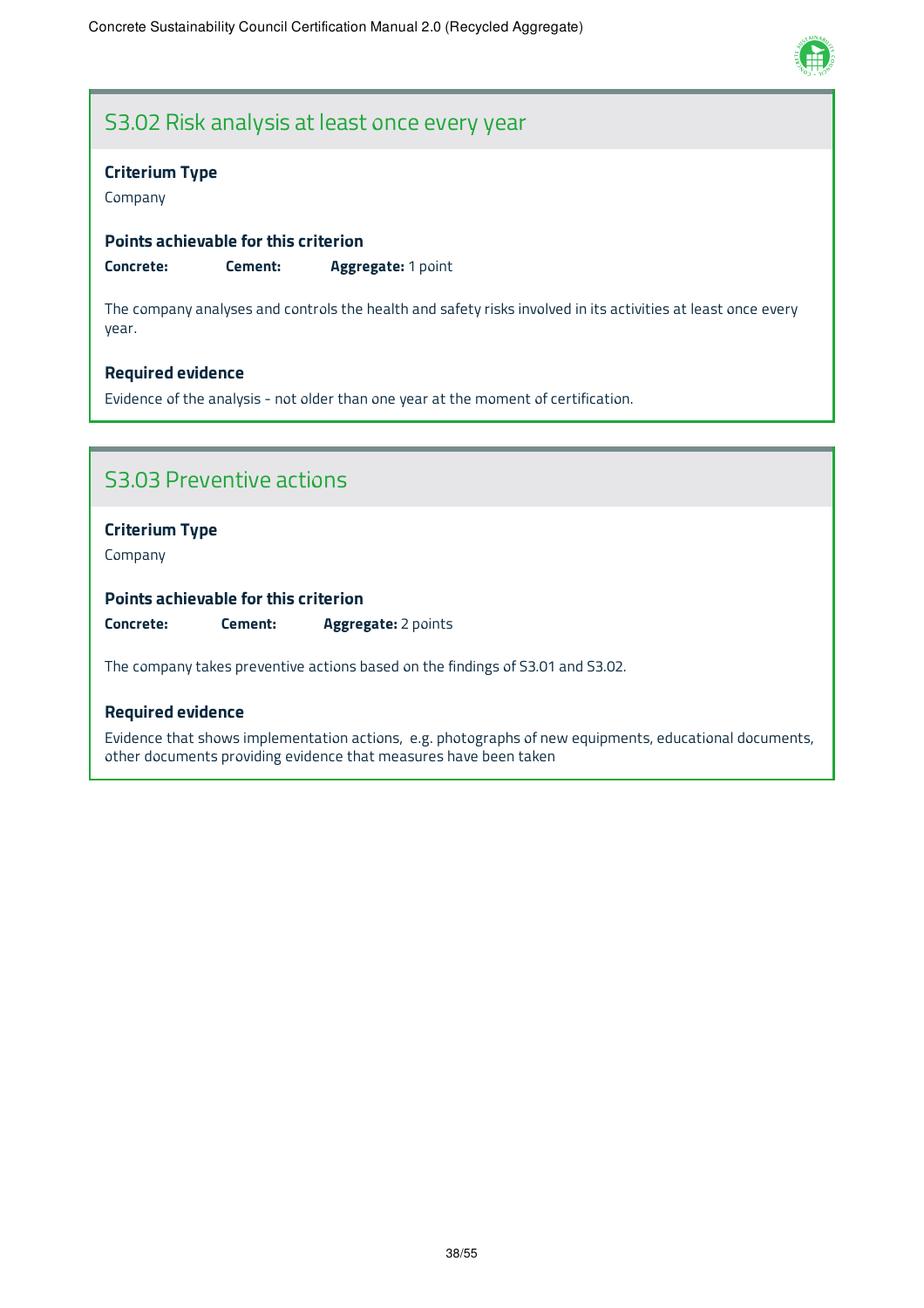## S3.02 Risk analysis at least once every year

### Criterium Type

Company

### Points achievable for this criterion

**Concrete:** **Cement:** **Aggregate:** 1 point

The company analyses and controls the health and safety risks involved in its activities at least once every year.

### Required evidence

Evidence of the analysis - not older than one year at the moment of certification.

## S3.03 Preventive actions

### Criterium Type

Company

### Points achievable for this criterion

**Concrete:** **Cement:** **Aggregate:** 2 points

The company takes preventive actions based on the findings of S3.01 and S3.02.

### Required evidence

Evidence that shows implementation actions, e.g. photographs of new equipments, educational documents, other documents providing evidence that measures have been taken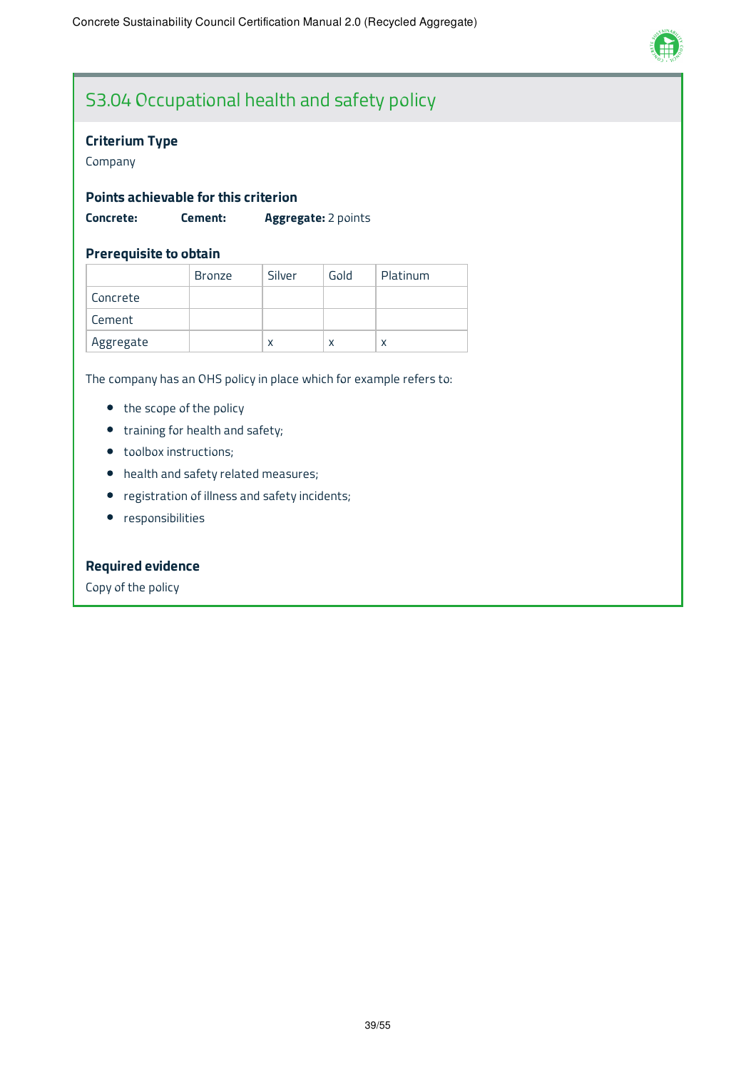## S3.04 Occupational health and safety policy

### Criterium Type

Company

### Points achievable for this criterion

**Concrete:** **Cement:** **Aggregate:** 2 points

### Prerequisite to obtain

| | Bronze | Silver | Gold | Platinum |
|---|---|---|---|---|
| Concrete | | | | |
| Cement | | | | |
| Aggregate | | x | x | x |

The company has an OHS policy in place which for example refers to:

- the scope of the policy
- training for health and safety;
- toolbox instructions;
- health and safety related measures;
- registration of illness and safety incidents;
- responsibilities

### Required evidence

Copy of the policy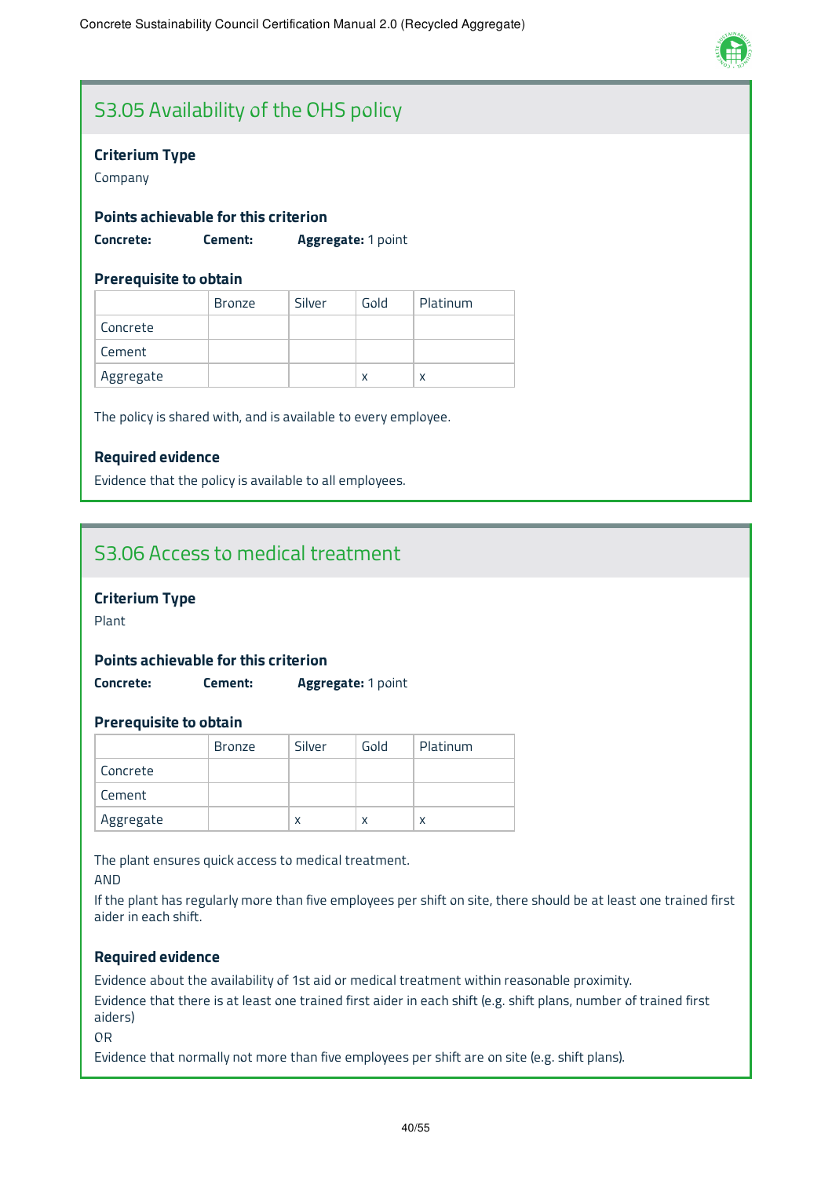## S3.05 Availability of the OHS policy

### Criterium Type

Company

### Points achievable for this criterion

**Concrete:** **Cement:** **Aggregate:** 1 point

### Prerequisite to obtain

| | Bronze | Silver | Gold | Platinum |
|---|---|---|---|---|
| Concrete | | | | |
| Cement | | | | |
| Aggregate | | | x | x |

The policy is shared with, and is available to every employee.

### Required evidence

Evidence that the policy is available to all employees.

## S3.06 Access to medical treatment

### Criterium Type

Plant

### Points achievable for this criterion

**Concrete:** **Cement:** **Aggregate:** 1 point

### Prerequisite to obtain

| | Bronze | Silver | Gold | Platinum |
|---|---|---|---|---|
| Concrete | | | | |
| Cement | | | | |
| Aggregate | | x | x | x |

The plant ensures quick access to medical treatment.

AND

If the plant has regularly more than five employees per shift on site, there should be at least one trained first aider in each shift.

### Required evidence

Evidence about the availability of 1st aid or medical treatment within reasonable proximity.

Evidence that there is at least one trained first aider in each shift (e.g. shift plans, number of trained first aiders)

OR

Evidence that normally not more than five employees per shift are on site (e.g. shift plans).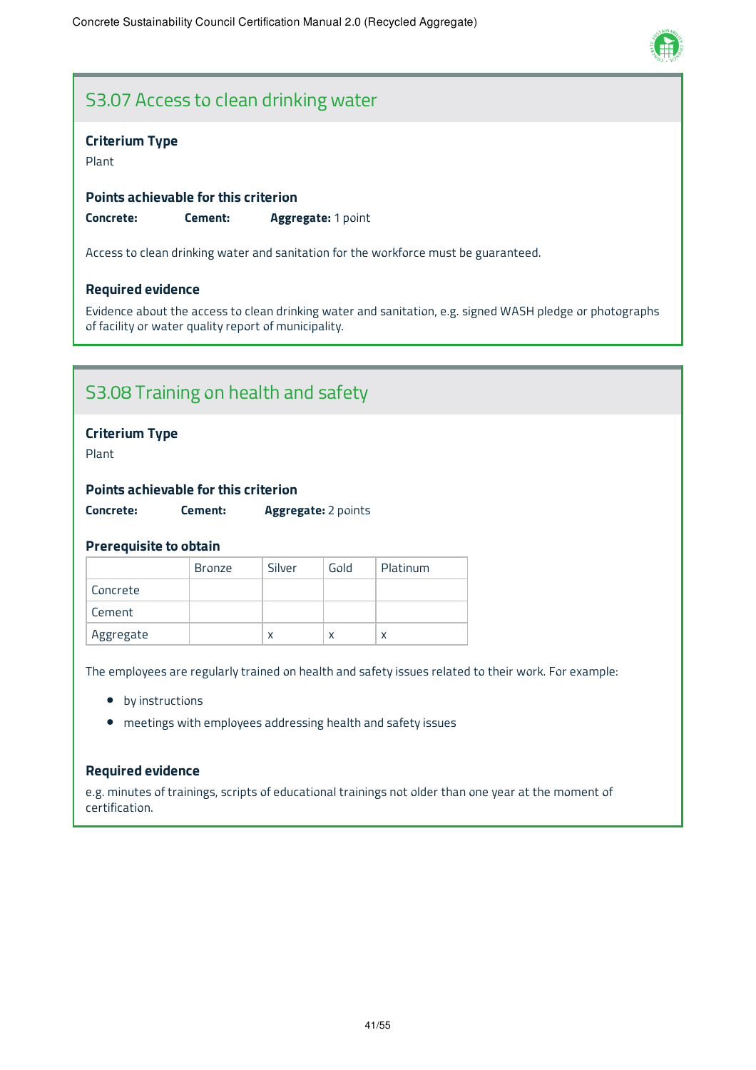## S3.07 Access to clean drinking water

### Criterium Type

Plant

### Points achievable for this criterion

**Concrete:** **Cement:** **Aggregate:** 1 point

Access to clean drinking water and sanitation for the workforce must be guaranteed.

### Required evidence

Evidence about the access to clean drinking water and sanitation, e.g. signed WASH pledge or photographs of facility or water quality report of municipality.

## S3.08 Training on health and safety

### Criterium Type

Plant

### Points achievable for this criterion

**Concrete:** **Cement:** **Aggregate:** 2 points

### Prerequisite to obtain

| | Bronze | Silver | Gold | Platinum |
|---|---|---|---|---|
| Concrete | | | | |
| Cement | | | | |
| Aggregate | | x | x | x |

The employees are regularly trained on health and safety issues related to their work. For example:

- by instructions
- meetings with employees addressing health and safety issues

### Required evidence

e.g. minutes of trainings, scripts of educational trainings not older than one year at the moment of certification.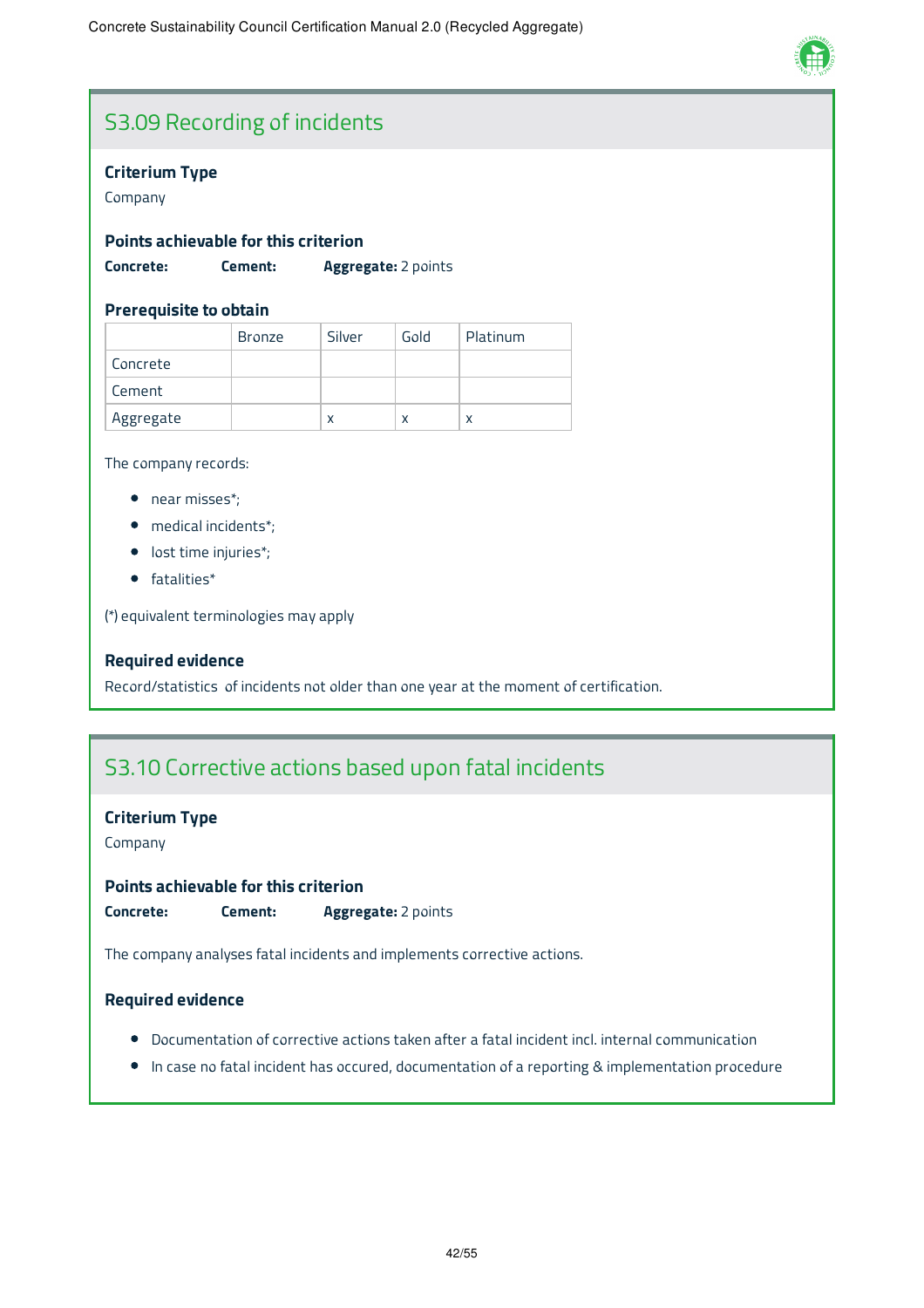## S3.09 Recording of incidents

**Criterium Type**

Company

**Points achievable for this criterion**

**Concrete:** **Cement:** **Aggregate:** 2 points

**Prerequisite to obtain**

| | Bronze | Silver | Gold | Platinum |
|---|---|---|---|---|
| Concrete | | | | |
| Cement | | | | |
| Aggregate | | x | x | x |

The company records:

- near misses*;
- medical incidents*;
- lost time injuries*;
- fatalities*

(*) equivalent terminologies may apply

**Required evidence**

Record/statistics of incidents not older than one year at the moment of certification.

## S3.10 Corrective actions based upon fatal incidents

**Criterium Type**

Company

**Points achievable for this criterion**

**Concrete:** **Cement:** **Aggregate:** 2 points

The company analyses fatal incidents and implements corrective actions.

**Required evidence**

- Documentation of corrective actions taken after a fatal incident incl. internal communication
- In case no fatal incident has occured, documentation of a reporting & implementation procedure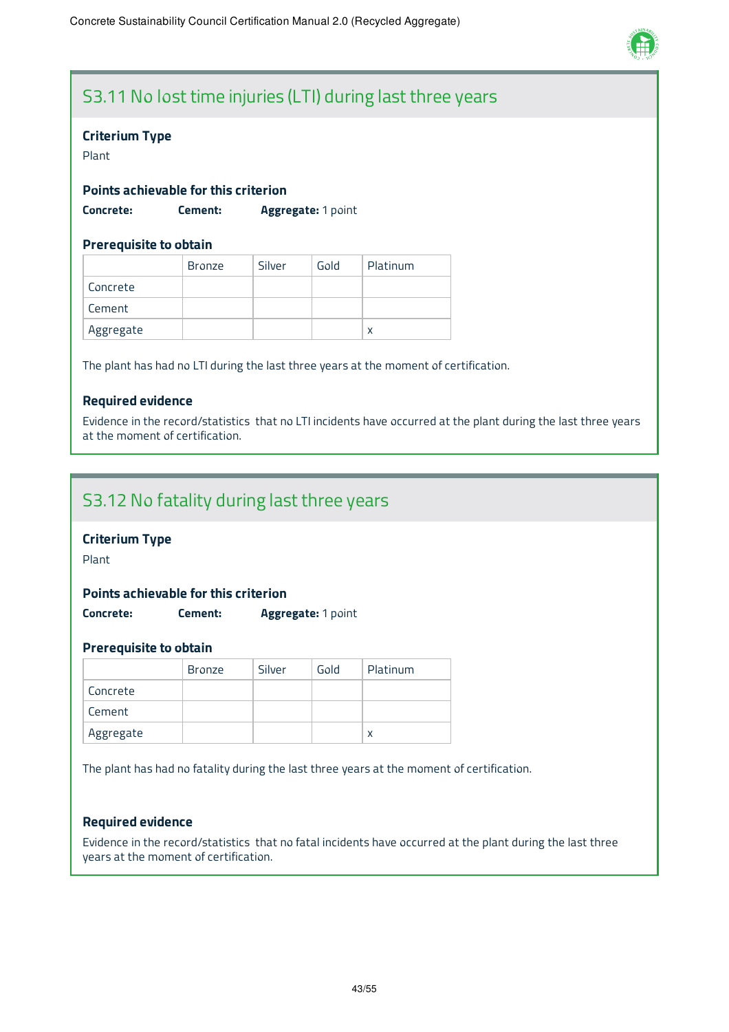## S3.11 No lost time injuries (LTI) during last three years

### Criterium Type

Plant

### Points achievable for this criterion

**Concrete:** **Cement:** **Aggregate:** 1 point

### Prerequisite to obtain

| | Bronze | Silver | Gold | Platinum |
|---|---|---|---|---|
| Concrete | | | | |
| Cement | | | | |
| Aggregate | | | | x |

The plant has had no LTI during the last three years at the moment of certification.

### Required evidence

Evidence in the record/statistics that no LTI incidents have occurred at the plant during the last three years at the moment of certification.

## S3.12 No fatality during last three years

### Criterium Type

Plant

### Points achievable for this criterion

**Concrete:** **Cement:** **Aggregate:** 1 point

### Prerequisite to obtain

| | Bronze | Silver | Gold | Platinum |
|---|---|---|---|---|
| Concrete | | | | |
| Cement | | | | |
| Aggregate | | | | x |

The plant has had no fatality during the last three years at the moment of certification.

### Required evidence

Evidence in the record/statistics that no fatal incidents have occurred at the plant during the last three years at the moment of certification.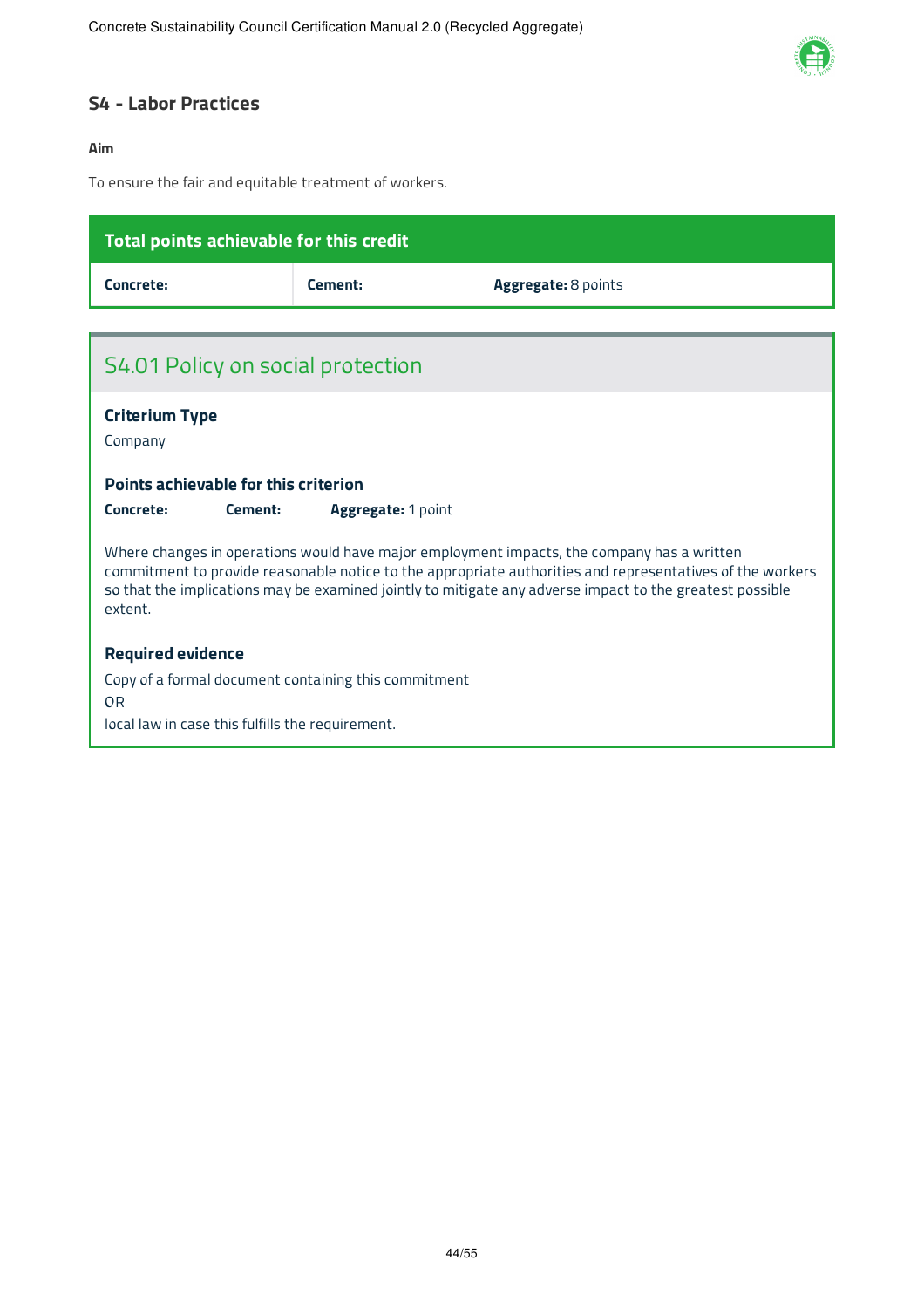## S4 - Labor Practices

**Aim**

To ensure the fair and equitable treatment of workers.

| Total points achievable for this credit | | |
|---|---|---|
| **Concrete:** | **Cement:** | **Aggregate:** 8 points |

### S4.01 Policy on social protection

**Criterium Type**

Company

**Points achievable for this criterion**

**Concrete:** **Cement:** **Aggregate:** 1 point

Where changes in operations would have major employment impacts, the company has a written commitment to provide reasonable notice to the appropriate authorities and representatives of the workers so that the implications may be examined jointly to mitigate any adverse impact to the greatest possible extent.

**Required evidence**

Copy of a formal document containing this commitment

OR

local law in case this fulfills the requirement.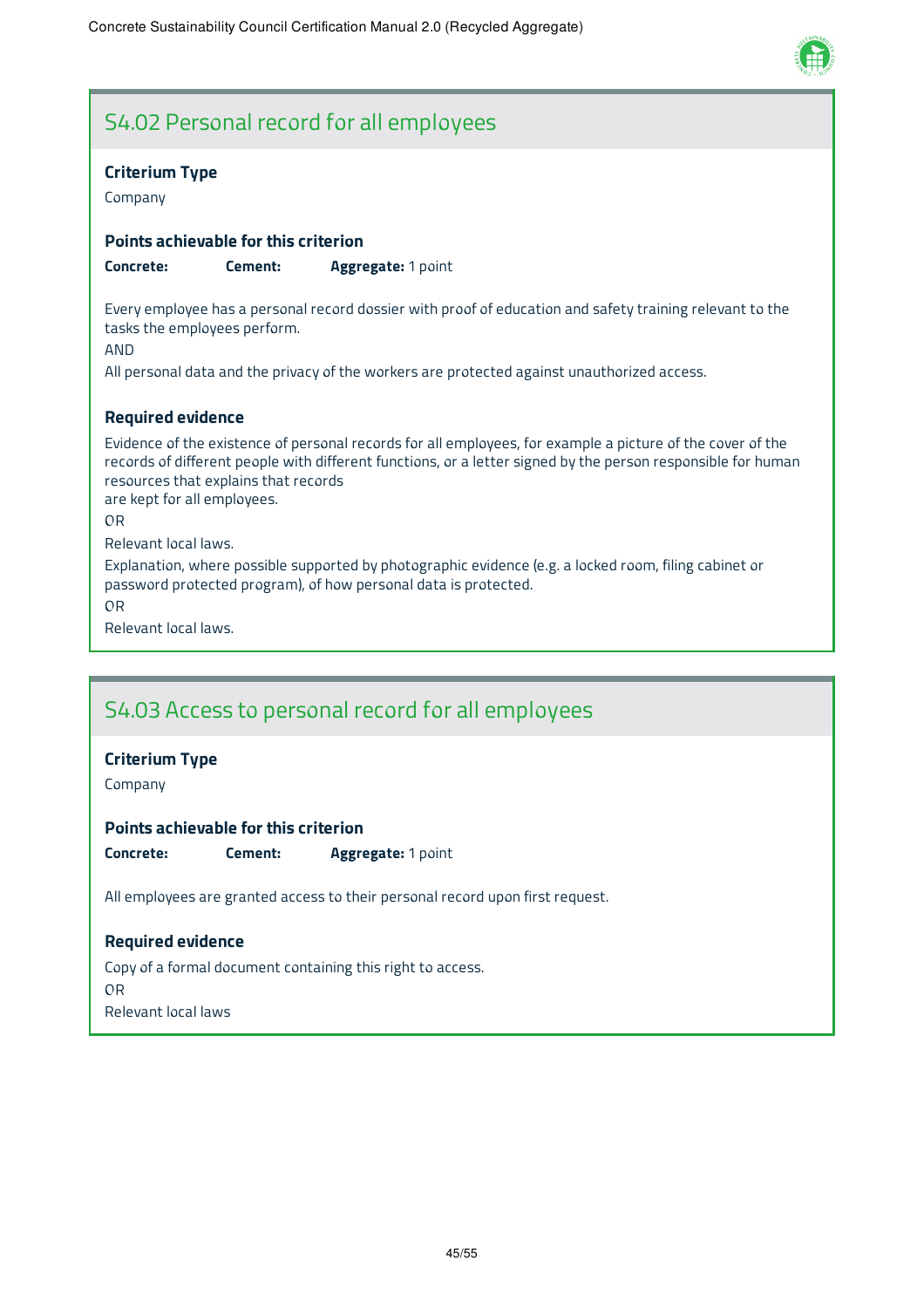## S4.02 Personal record for all employees

### Criterium Type

Company

### Points achievable for this criterion

**Concrete:** **Cement:** **Aggregate:** 1 point

Every employee has a personal record dossier with proof of education and safety training relevant to the tasks the employees perform.

AND

All personal data and the privacy of the workers are protected against unauthorized access.

### Required evidence

Evidence of the existence of personal records for all employees, for example a picture of the cover of the records of different people with different functions, or a letter signed by the person responsible for human resources that explains that records are kept for all employees.

OR

Relevant local laws.

Explanation, where possible supported by photographic evidence (e.g. a locked room, filing cabinet or password protected program), of how personal data is protected.

OR

Relevant local laws.

## S4.03 Access to personal record for all employees

### Criterium Type

Company

### Points achievable for this criterion

**Concrete:** **Cement:** **Aggregate:** 1 point

All employees are granted access to their personal record upon first request.

### Required evidence

Copy of a formal document containing this right to access.

OR

Relevant local laws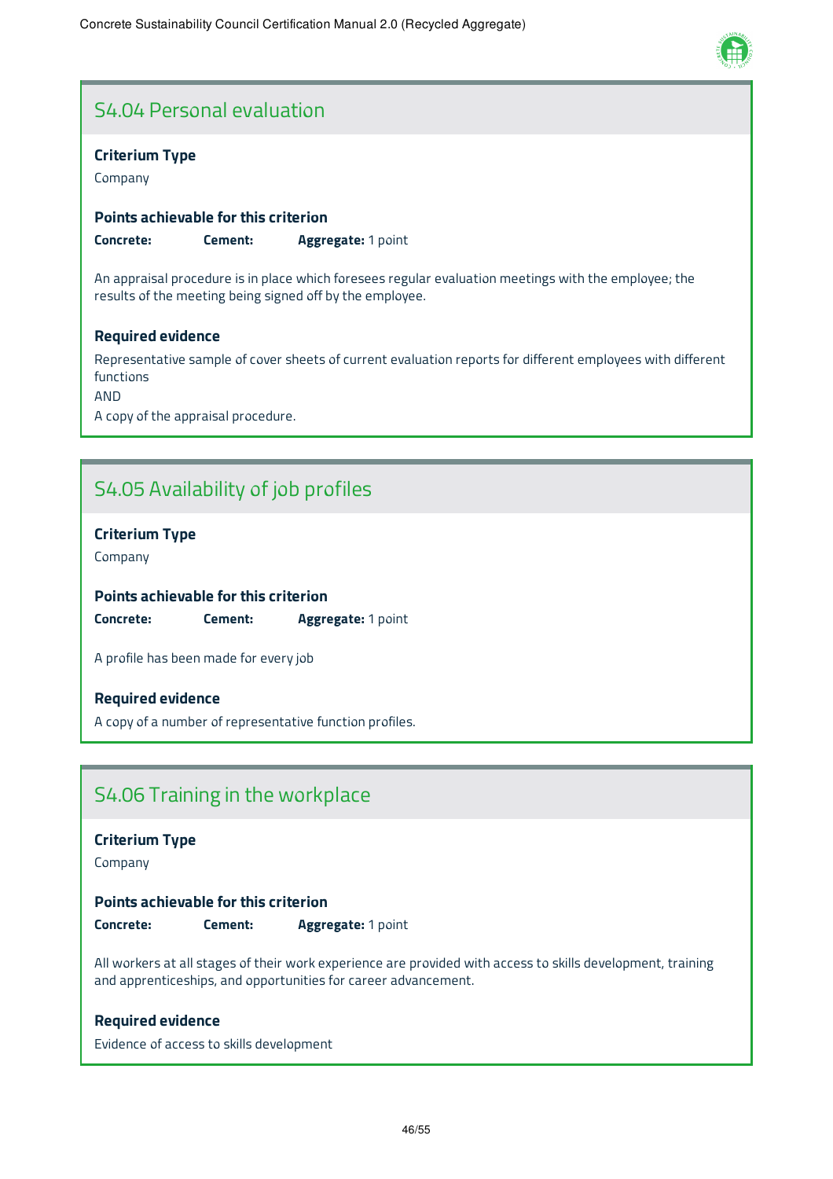## S4.04 Personal evaluation

**Criterium Type**

Company

**Points achievable for this criterion**

**Concrete:** **Cement:** **Aggregate:** 1 point

An appraisal procedure is in place which foresees regular evaluation meetings with the employee; the results of the meeting being signed off by the employee.

**Required evidence**

Representative sample of cover sheets of current evaluation reports for different employees with different functions

AND

A copy of the appraisal procedure.

## S4.05 Availability of job profiles

**Criterium Type**

Company

**Points achievable for this criterion**

**Concrete:** **Cement:** **Aggregate:** 1 point

A profile has been made for every job

**Required evidence**

A copy of a number of representative function profiles.

## S4.06 Training in the workplace

**Criterium Type**

Company

**Points achievable for this criterion**

**Concrete:** **Cement:** **Aggregate:** 1 point

All workers at all stages of their work experience are provided with access to skills development, training and apprenticeships, and opportunities for career advancement.

**Required evidence**

Evidence of access to skills development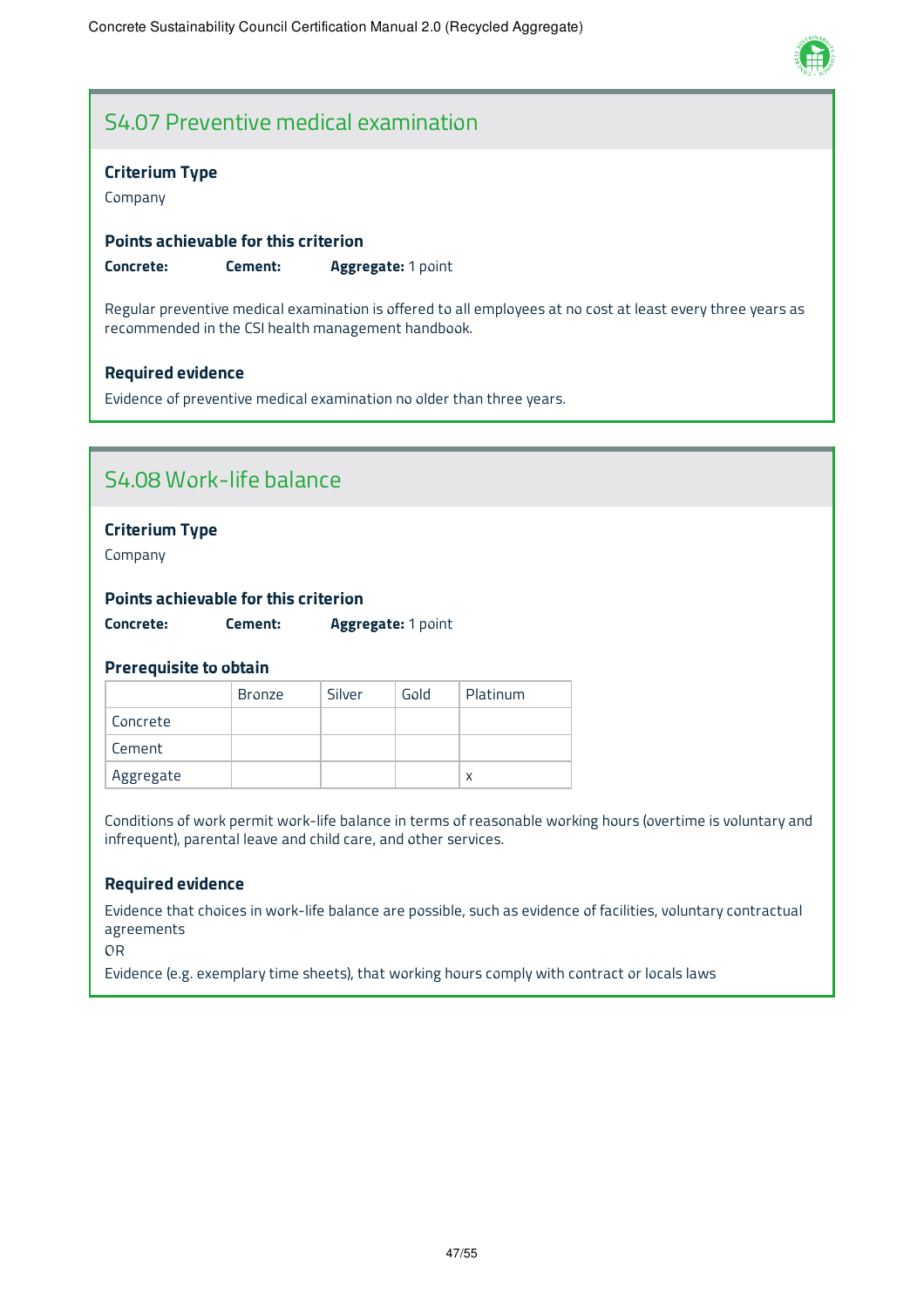## S4.07 Preventive medical examination

### Criterium Type

Company

### Points achievable for this criterion

**Concrete:** **Cement:** **Aggregate:** 1 point

Regular preventive medical examination is offered to all employees at no cost at least every three years as recommended in the CSI health management handbook.

### Required evidence

Evidence of preventive medical examination no older than three years.

## S4.08 Work-life balance

### Criterium Type

Company

### Points achievable for this criterion

**Concrete:** **Cement:** **Aggregate:** 1 point

### Prerequisite to obtain

| | Bronze | Silver | Gold | Platinum |
|---|---|---|---|---|
| Concrete | | | | |
| Cement | | | | |
| Aggregate | | | | x |

Conditions of work permit work-life balance in terms of reasonable working hours (overtime is voluntary and infrequent), parental leave and child care, and other services.

### Required evidence

Evidence that choices in work-life balance are possible, such as evidence of facilities, voluntary contractual agreements

OR

Evidence (e.g. exemplary time sheets), that working hours comply with contract or locals laws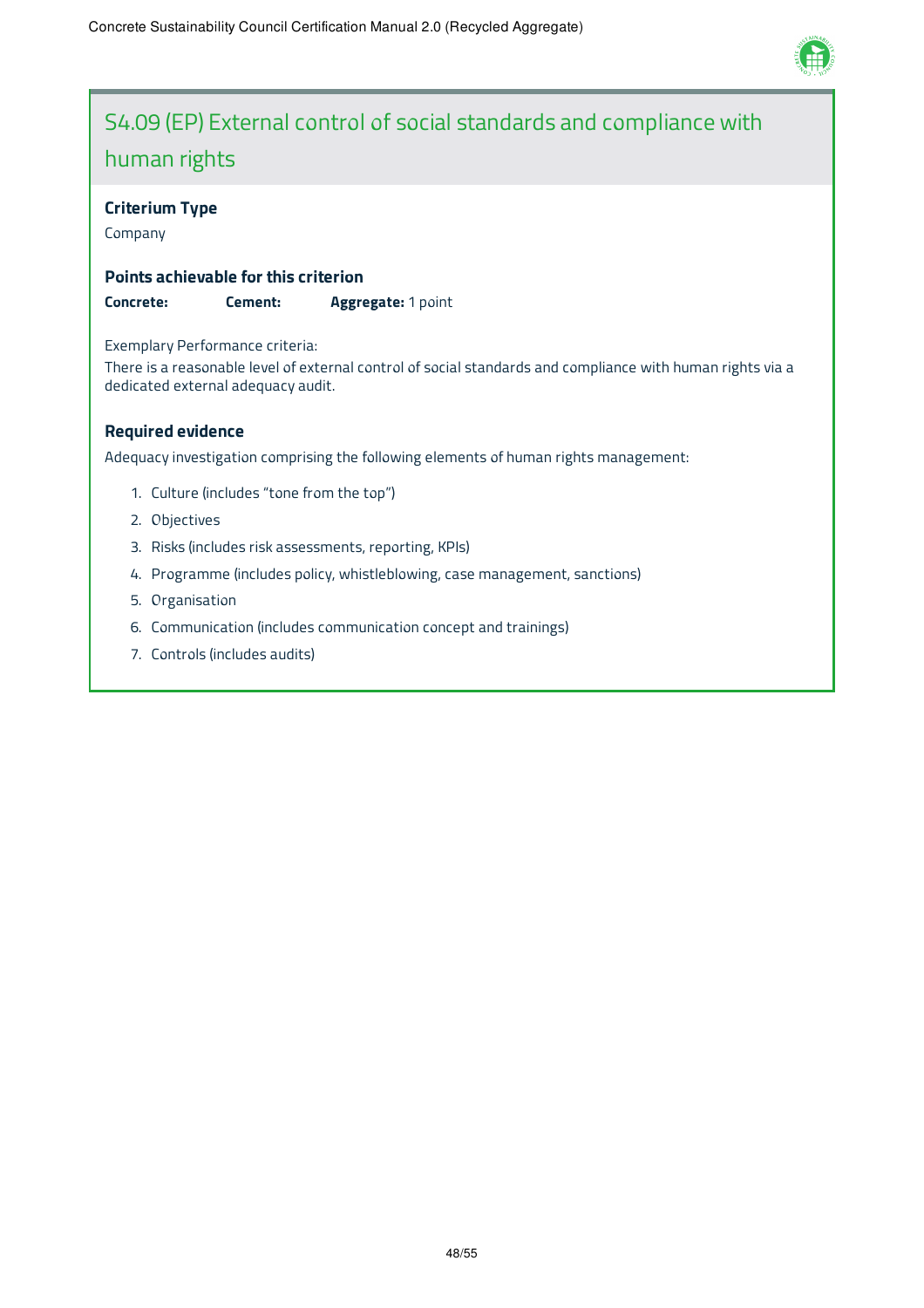## S4.09 (EP) External control of social standards and compliance with human rights

### Criterium Type

Company

### Points achievable for this criterion

**Concrete:** **Cement:** **Aggregate:** 1 point

Exemplary Performance criteria:

There is a reasonable level of external control of social standards and compliance with human rights via a dedicated external adequacy audit.

### Required evidence

Adequacy investigation comprising the following elements of human rights management:

1. Culture (includes "tone from the top")
2. Objectives
3. Risks (includes risk assessments, reporting, KPIs)
4. Programme (includes policy, whistleblowing, case management, sanctions)
5. Organisation
6. Communication (includes communication concept and trainings)
7. Controls (includes audits)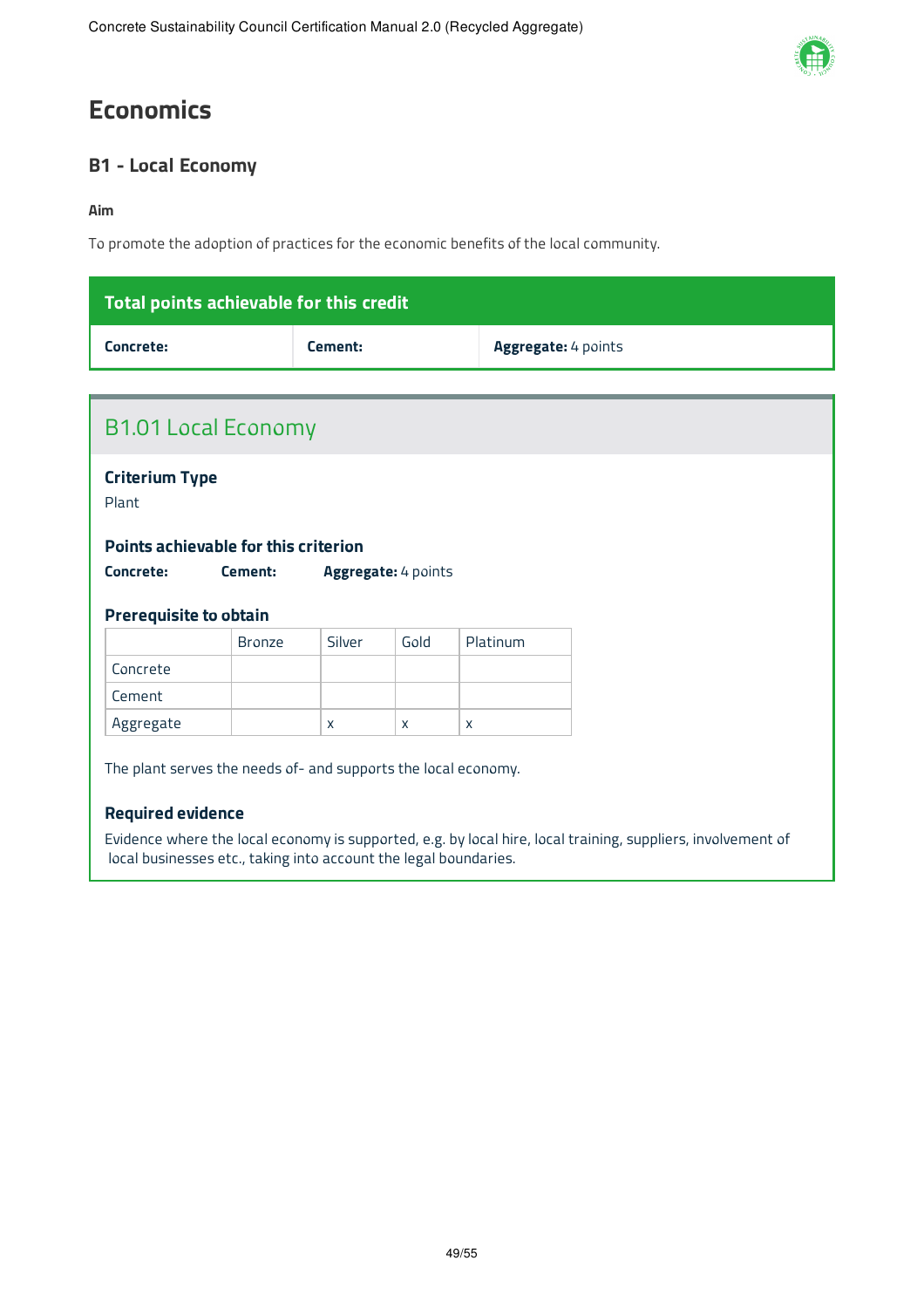# Economics

## B1 - Local Economy

**Aim**

To promote the adoption of practices for the economic benefits of the local community.

| Total points achievable for this credit | | |
|---|---|---|
| **Concrete:** | **Cement:** | **Aggregate:** 4 points |

### B1.01 Local Economy

**Criterium Type**

Plant

**Points achievable for this criterion**

**Concrete:** **Cement:** **Aggregate:** 4 points

**Prerequisite to obtain**

| | Bronze | Silver | Gold | Platinum |
|---|---|---|---|---|
| Concrete | | | | |
| Cement | | | | |
| Aggregate | | x | x | x |

The plant serves the needs of- and supports the local economy.

**Required evidence**

Evidence where the local economy is supported, e.g. by local hire, local training, suppliers, involvement of local businesses etc., taking into account the legal boundaries.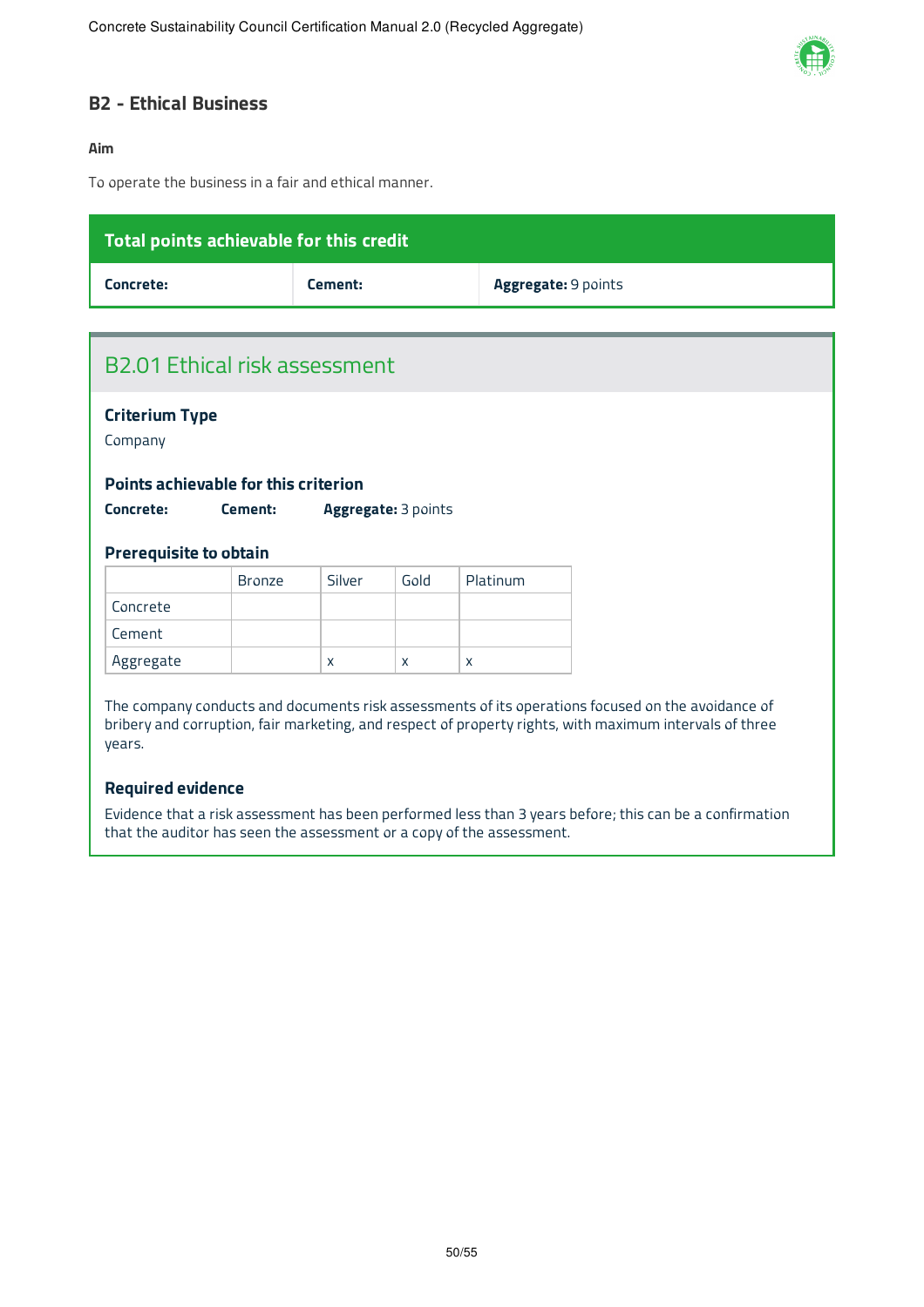## B2 - Ethical Business

**Aim**

To operate the business in a fair and ethical manner.

| Total points achievable for this credit | | |
|---|---|---|
| **Concrete:** | **Cement:** | **Aggregate:** 9 points |

### B2.01 Ethical risk assessment

**Criterium Type**

Company

**Points achievable for this criterion**

**Concrete:** **Cement:** **Aggregate:** 3 points

**Prerequisite to obtain**

| | Bronze | Silver | Gold | Platinum |
|---|---|---|---|---|
| Concrete | | | | |
| Cement | | | | |
| Aggregate | | x | x | x |

The company conducts and documents risk assessments of its operations focused on the avoidance of bribery and corruption, fair marketing, and respect of property rights, with maximum intervals of three years.

**Required evidence**

Evidence that a risk assessment has been performed less than 3 years before; this can be a confirmation that the auditor has seen the assessment or a copy of the assessment.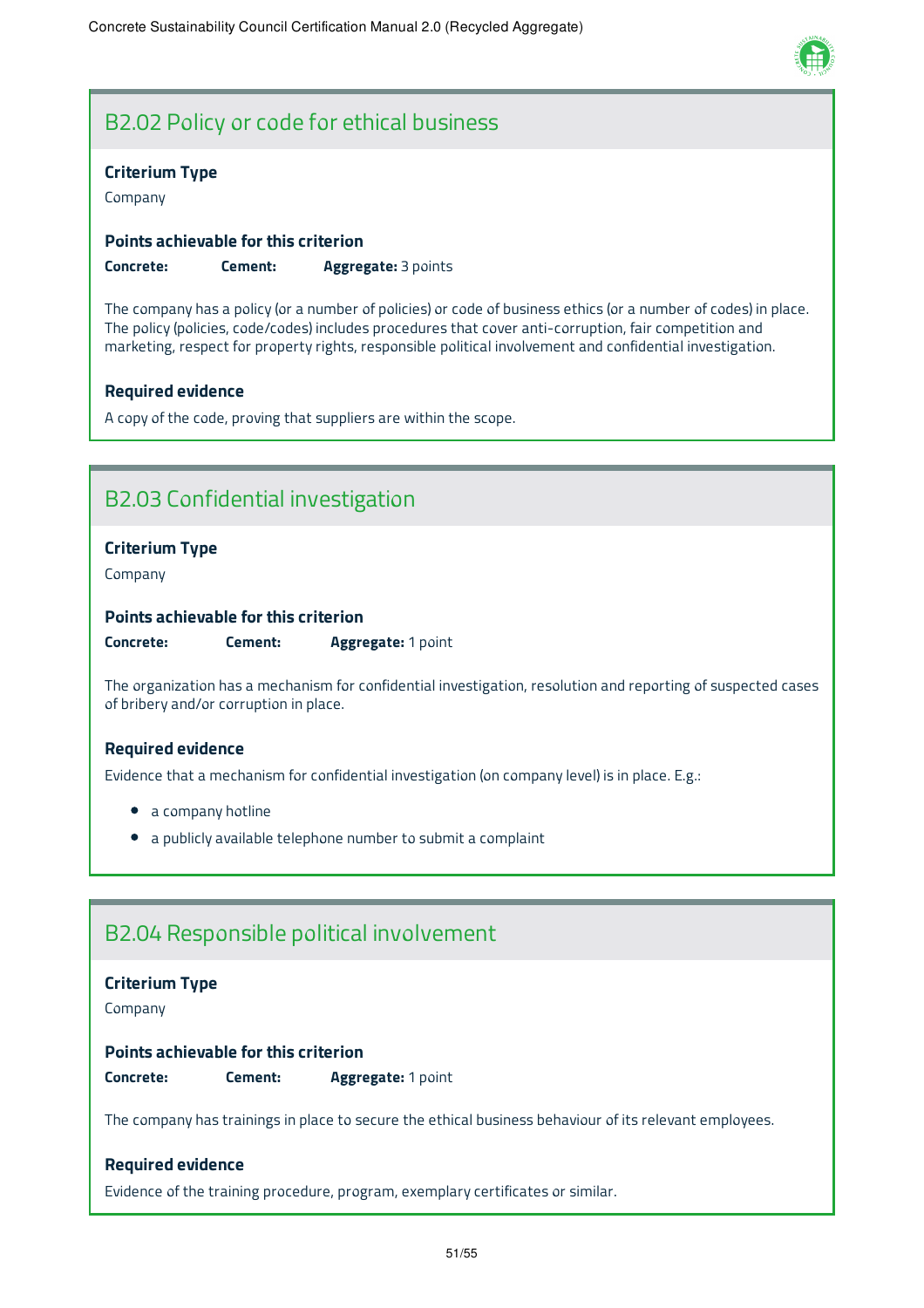## B2.02 Policy or code for ethical business

**Criterium Type**

Company

**Points achievable for this criterion**

**Concrete:** **Cement:** **Aggregate:** 3 points

The company has a policy (or a number of policies) or code of business ethics (or a number of codes) in place. The policy (policies, code/codes) includes procedures that cover anti-corruption, fair competition and marketing, respect for property rights, responsible political involvement and confidential investigation.

**Required evidence**

A copy of the code, proving that suppliers are within the scope.

## B2.03 Confidential investigation

**Criterium Type**

Company

**Points achievable for this criterion**

**Concrete:** **Cement:** **Aggregate:** 1 point

The organization has a mechanism for confidential investigation, resolution and reporting of suspected cases of bribery and/or corruption in place.

**Required evidence**

Evidence that a mechanism for confidential investigation (on company level) is in place. E.g.:

- a company hotline
- a publicly available telephone number to submit a complaint

## B2.04 Responsible political involvement

**Criterium Type**

Company

**Points achievable for this criterion**

**Concrete:** **Cement:** **Aggregate:** 1 point

The company has trainings in place to secure the ethical business behaviour of its relevant employees.

**Required evidence**

Evidence of the training procedure, program, exemplary certificates or similar.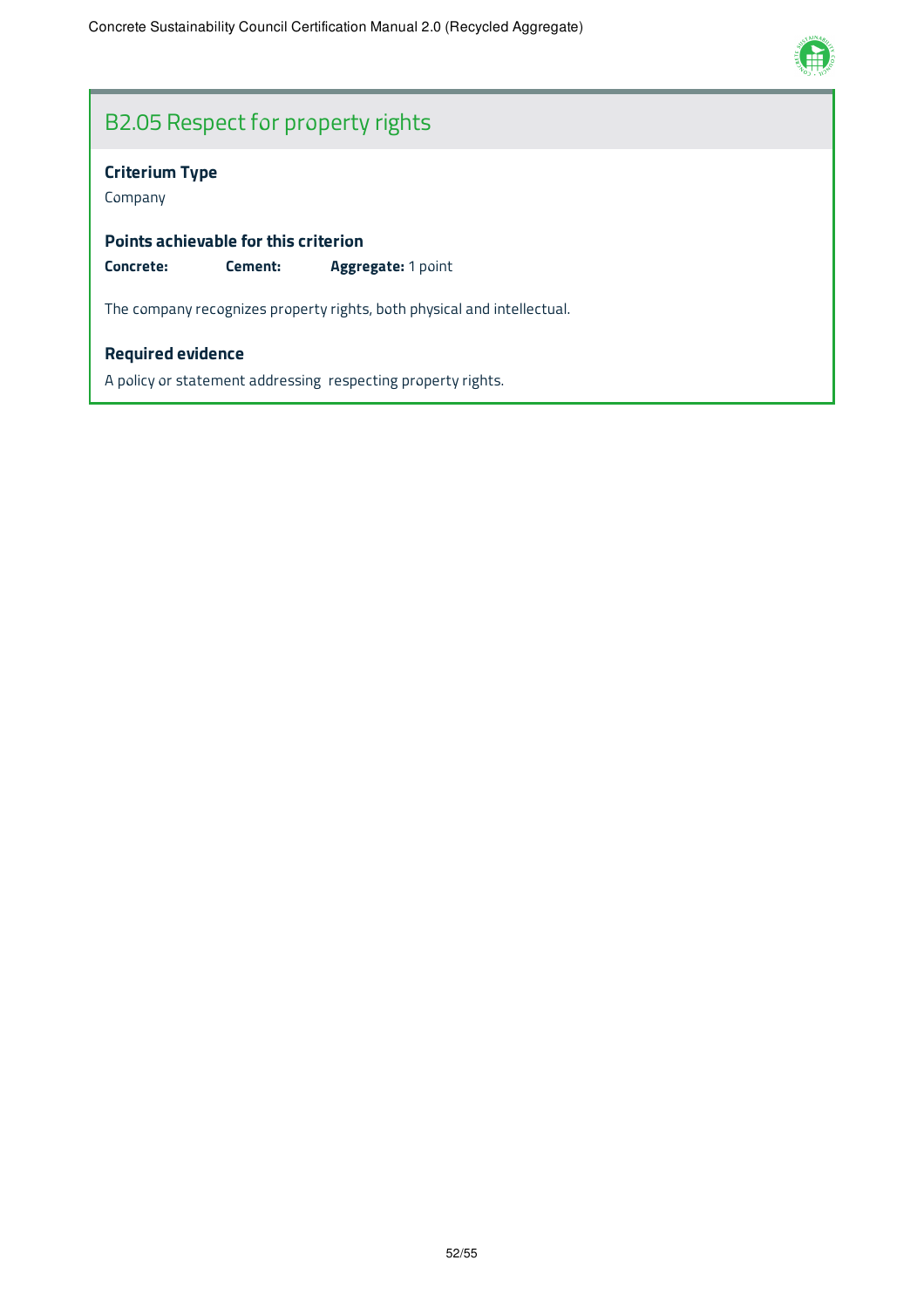## B2.05 Respect for property rights

**Criterium Type**

Company

**Points achievable for this criterion**

**Concrete:** **Cement:** **Aggregate:** 1 point

The company recognizes property rights, both physical and intellectual.

**Required evidence**

A policy or statement addressing  respecting property rights.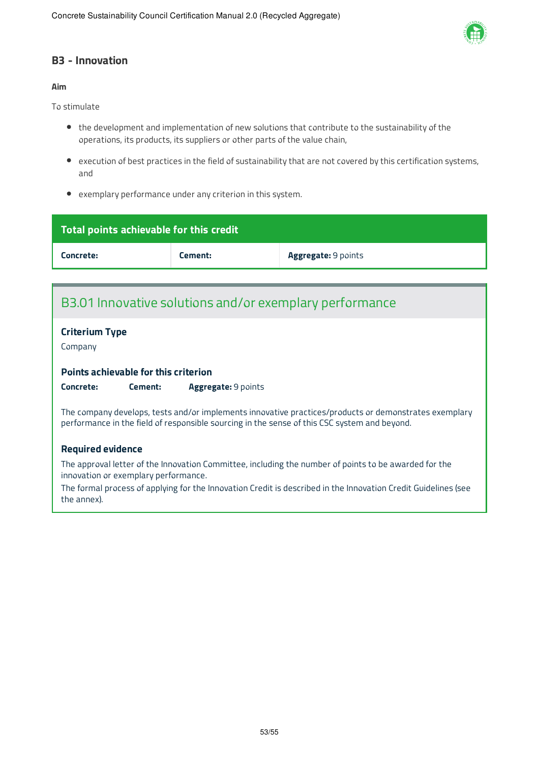## B3 - Innovation

**Aim**

To stimulate

- the development and implementation of new solutions that contribute to the sustainability of the operations, its products, its suppliers or other parts of the value chain,
- execution of best practices in the field of sustainability that are not covered by this certification systems, and
- exemplary performance under any criterion in this system.

| Total points achievable for this credit | | |
|---|---|---|
| **Concrete:** | **Cement:** | **Aggregate:** 9 points |

### B3.01 Innovative solutions and/or exemplary performance

**Criterium Type**

Company

**Points achievable for this criterion**

**Concrete:** **Cement:** **Aggregate:** 9 points

The company develops, tests and/or implements innovative practices/products or demonstrates exemplary performance in the field of responsible sourcing in the sense of this CSC system and beyond.

**Required evidence**

The approval letter of the Innovation Committee, including the number of points to be awarded for the innovation or exemplary performance.

The formal process of applying for the Innovation Credit is described in the Innovation Credit Guidelines (see the annex).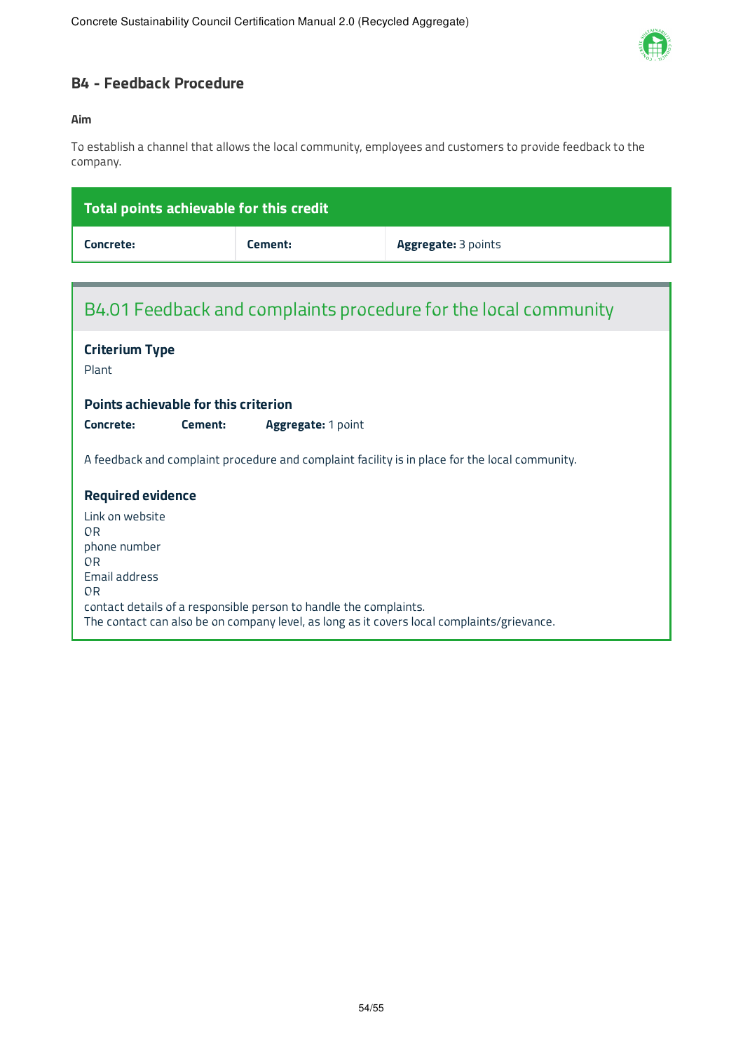## B4 - Feedback Procedure

**Aim**

To establish a channel that allows the local community, employees and customers to provide feedback to the company.

| Total points achievable for this credit | | |
|---|---|---|
| **Concrete:** | **Cement:** | **Aggregate:** 3 points |

### B4.01 Feedback and complaints procedure for the local community

**Criterium Type**

Plant

**Points achievable for this criterion**

**Concrete:** **Cement:** **Aggregate:** 1 point

A feedback and complaint procedure and complaint facility is in place for the local community.

**Required evidence**

Link on website
OR
phone number
OR
Email address
OR
contact details of a responsible person to handle the complaints.
The contact can also be on company level, as long as it covers local complaints/grievance.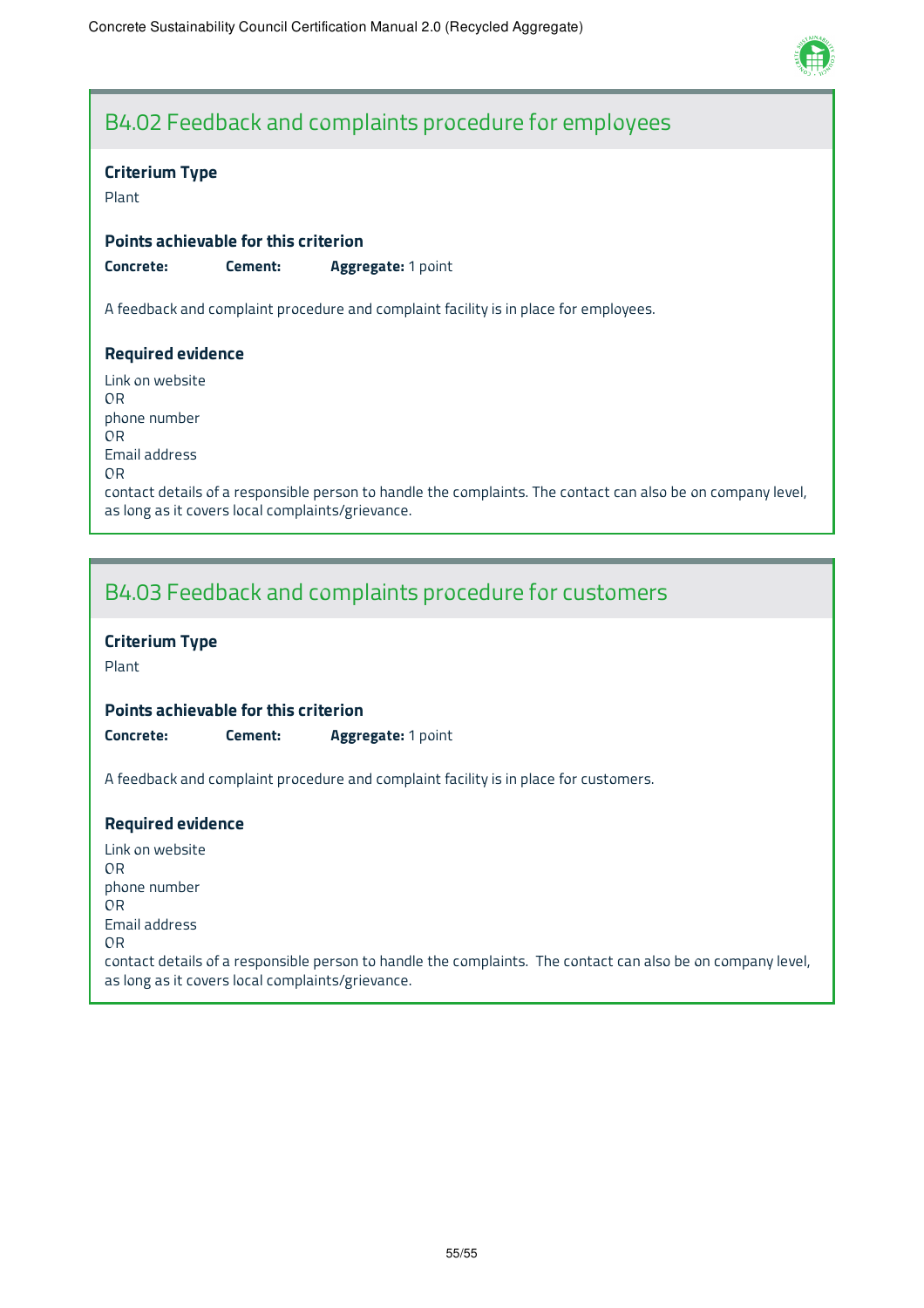## B4.02 Feedback and complaints procedure for employees

### Criterium Type

Plant

### Points achievable for this criterion

**Concrete:** **Cement:** **Aggregate:** 1 point

A feedback and complaint procedure and complaint facility is in place for employees.

### Required evidence

Link on website
OR
phone number
OR
Email address
OR
contact details of a responsible person to handle the complaints. The contact can also be on company level, as long as it covers local complaints/grievance.

## B4.03 Feedback and complaints procedure for customers

### Criterium Type

Plant

### Points achievable for this criterion

**Concrete:** **Cement:** **Aggregate:** 1 point

A feedback and complaint procedure and complaint facility is in place for customers.

### Required evidence

Link on website
OR
phone number
OR
Email address
OR
contact details of a responsible person to handle the complaints. The contact can also be on company level, as long as it covers local complaints/grievance.